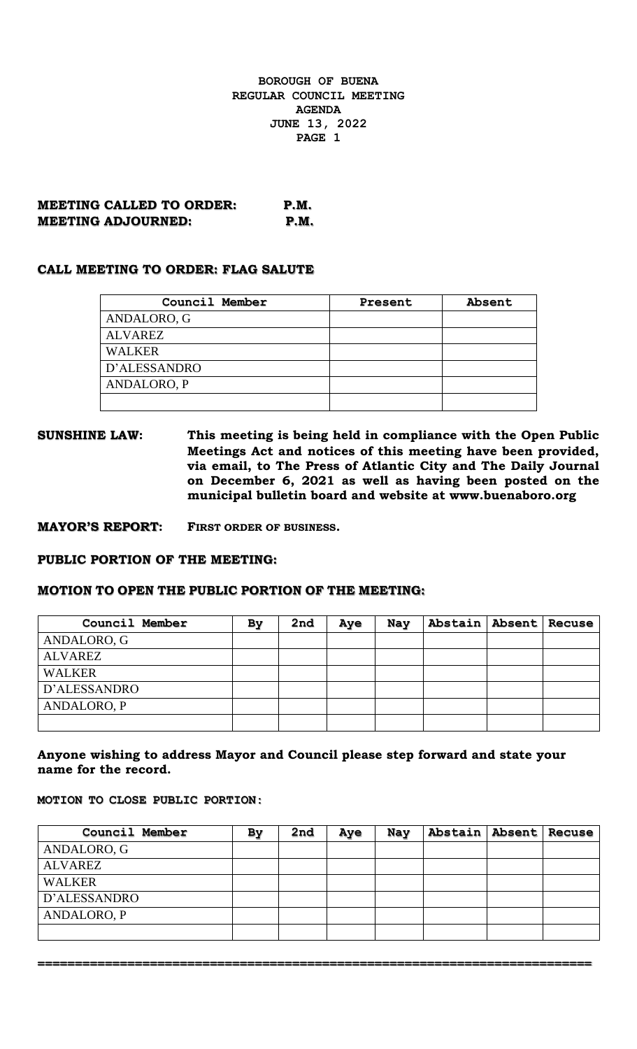**BOROUGH OF BUENA**
**REGULAR COUNCIL MEETING**
**AGENDA**
**JUNE 13, 2022**

**MEETING CALLED TO ORDER: P.M.**
**MEETING ADJOURNED: P.M.**

**CALL MEETING TO ORDER: FLAG SALUTE**

| Council Member | Present | Absent |
|---|---|---|
| ANDALORO, G | | |
| ALVAREZ | | |
| WALKER | | |
| D'ALESSANDRO | | |
| ANDALORO, P | | |
| | | |

**SUNSHINE LAW:** **This meeting is being held in compliance with the Open Public Meetings Act and notices of this meeting have been provided, via email, to The Press of Atlantic City and The Daily Journal on December 6, 2021 as well as having been posted on the municipal bulletin board and website at www.buenaboro.org**

**MAYOR'S REPORT:** **FIRST ORDER OF BUSINESS.**

**PUBLIC PORTION OF THE MEETING:**

**MOTION TO OPEN THE PUBLIC PORTION OF THE MEETING:**

| Council Member | By | 2nd | Aye | Nay | Abstain | Absent | Recuse |
|---|---|---|---|---|---|---|---|
| ANDALORO, G | | | | | | | |
| ALVAREZ | | | | | | | |
| WALKER | | | | | | | |
| D'ALESSANDRO | | | | | | | |
| ANDALORO, P | | | | | | | |
| | | | | | | | |

**Anyone wishing to address Mayor and Council please step forward and state your name for the record.**

**MOTION TO CLOSE PUBLIC PORTION:**

| Council Member | By | 2nd | Aye | Nay | Abstain | Absent | Recuse |
|---|---|---|---|---|---|---|---|
| ANDALORO, G | | | | | | | |
| ALVAREZ | | | | | | | |
| WALKER | | | | | | | |
| D'ALESSANDRO | | | | | | | |
| ANDALORO, P | | | | | | | |
| | | | | | | | |

==========================================================================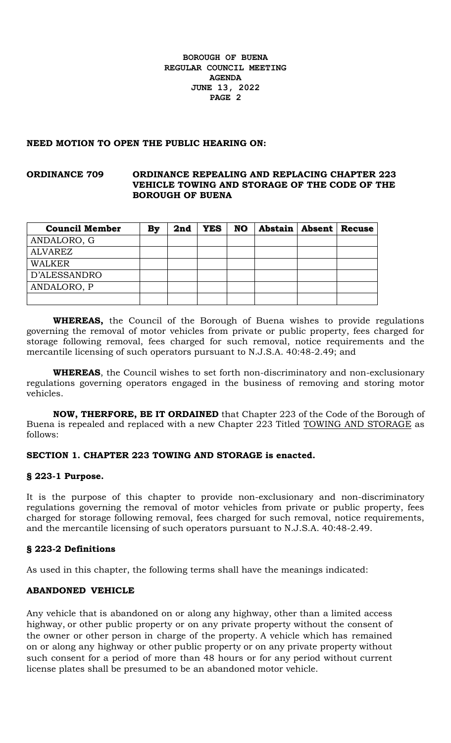**BOROUGH OF BUENA**
**REGULAR COUNCIL MEETING**
**AGENDA**
**JUNE 13, 2022**

**NEED MOTION TO OPEN THE PUBLIC HEARING ON:**

**ORDINANCE 709 ORDINANCE REPEALING AND REPLACING CHAPTER 223 VEHICLE TOWING AND STORAGE OF THE CODE OF THE BOROUGH OF BUENA**

| Council Member | By | 2nd | YES | NO | Abstain | Absent | Recuse |
|---|---|---|---|---|---|---|---|
| ANDALORO, G | | | | | | | |
| ALVAREZ | | | | | | | |
| WALKER | | | | | | | |
| D'ALESSANDRO | | | | | | | |
| ANDALORO, P | | | | | | | |
| | | | | | | | |

**WHEREAS,** the Council of the Borough of Buena wishes to provide regulations governing the removal of motor vehicles from private or public property, fees charged for storage following removal, fees charged for such removal, notice requirements and the mercantile licensing of such operators pursuant to N.J.S.A. 40:48-2.49; and

**WHEREAS**, the Council wishes to set forth non-discriminatory and non-exclusionary regulations governing operators engaged in the business of removing and storing motor vehicles.

**NOW, THERFORE, BE IT ORDAINED** that Chapter 223 of the Code of the Borough of Buena is repealed and replaced with a new Chapter 223 Titled TOWING AND STORAGE as follows:

**SECTION 1. CHAPTER 223 TOWING AND STORAGE is enacted.**

**§ 223-1 Purpose.**

It is the purpose of this chapter to provide non-exclusionary and non-discriminatory regulations governing the removal of motor vehicles from private or public property, fees charged for storage following removal, fees charged for such removal, notice requirements, and the mercantile licensing of such operators pursuant to N.J.S.A. 40:48-2.49.

**§ 223-2 Definitions**

As used in this chapter, the following terms shall have the meanings indicated:

**ABANDONED VEHICLE**

Any vehicle that is abandoned on or along any highway, other than a limited access highway, or other public property or on any private property without the consent of the owner or other person in charge of the property. A vehicle which has remained on or along any highway or other public property or on any private property without such consent for a period of more than 48 hours or for any period without current license plates shall be presumed to be an abandoned motor vehicle.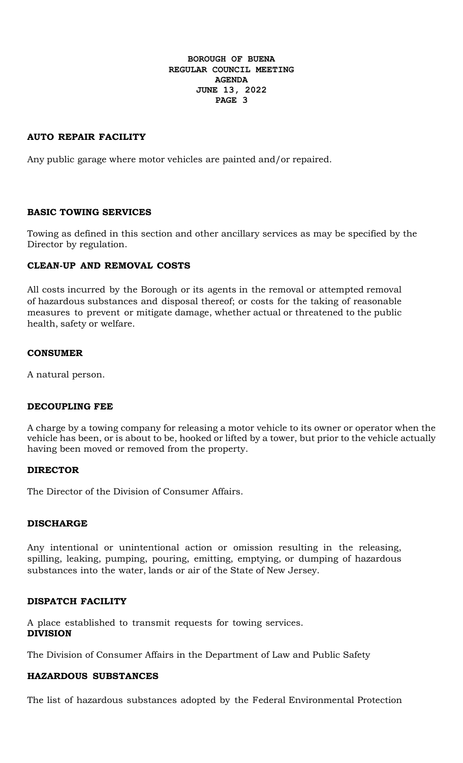**AUTO REPAIR FACILITY**

Any public garage where motor vehicles are painted and/or repaired.

**BASIC TOWING SERVICES**

Towing as defined in this section and other ancillary services as may be specified by the Director by regulation.

**CLEAN-UP AND REMOVAL COSTS**

All costs incurred by the Borough or its agents in the removal or attempted removal of hazardous substances and disposal thereof; or costs for the taking of reasonable measures to prevent or mitigate damage, whether actual or threatened to the public health, safety or welfare.

**CONSUMER**

A natural person.

**DECOUPLING FEE**

A charge by a towing company for releasing a motor vehicle to its owner or operator when the vehicle has been, or is about to be, hooked or lifted by a tower, but prior to the vehicle actually having been moved or removed from the property.

**DIRECTOR**

The Director of the Division of Consumer Affairs.

**DISCHARGE**

Any intentional or unintentional action or omission resulting in the releasing, spilling, leaking, pumping, pouring, emitting, emptying, or dumping of hazardous substances into the water, lands or air of the State of New Jersey.

**DISPATCH FACILITY**

A place established to transmit requests for towing services.

**DIVISION**

The Division of Consumer Affairs in the Department of Law and Public Safety

**HAZARDOUS SUBSTANCES**

The list of hazardous substances adopted by the Federal Environmental Protection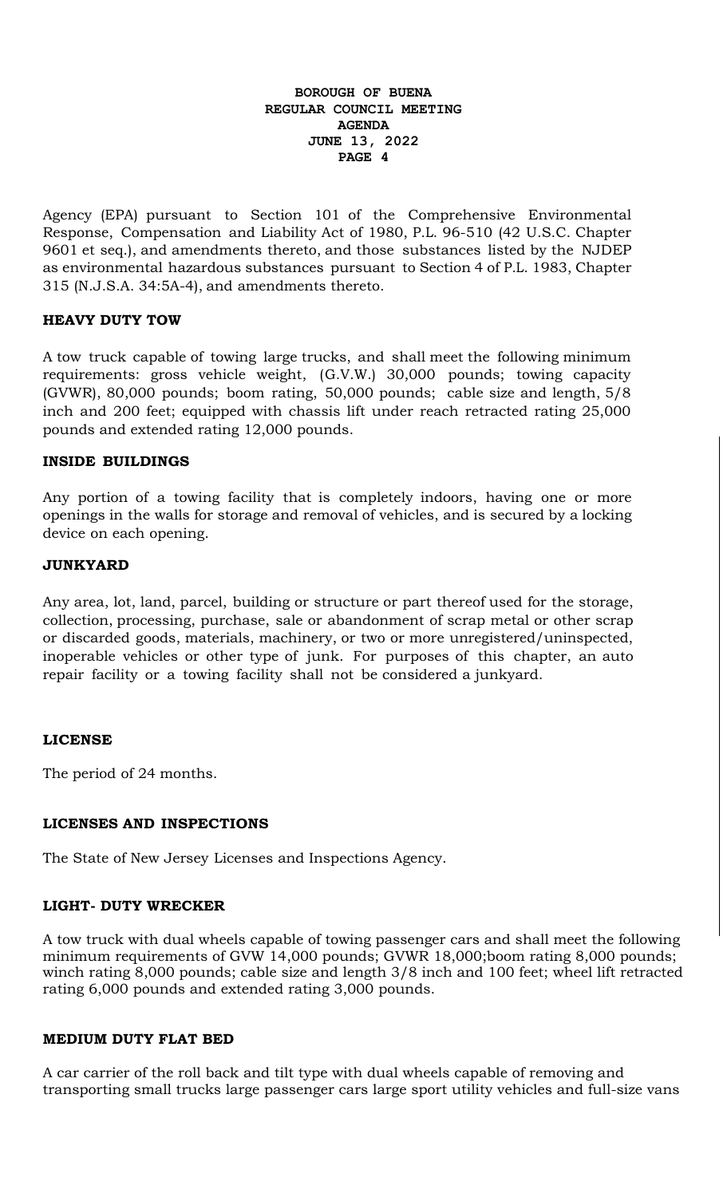Agency (EPA) pursuant to Section 101 of the Comprehensive Environmental Response, Compensation and Liability Act of 1980, P.L. 96-510 (42 U.S.C. Chapter 9601 et seq.), and amendments thereto, and those substances listed by the NJDEP as environmental hazardous substances pursuant to Section 4 of P.L. 1983, Chapter 315 (N.J.S.A. 34:5A-4), and amendments thereto.

**HEAVY DUTY TOW**

A tow truck capable of towing large trucks, and shall meet the following minimum requirements: gross vehicle weight, (G.V.W.) 30,000 pounds; towing capacity (GVWR), 80,000 pounds; boom rating, 50,000 pounds; cable size and length, 5/8 inch and 200 feet; equipped with chassis lift under reach retracted rating 25,000 pounds and extended rating 12,000 pounds.

**INSIDE BUILDINGS**

Any portion of a towing facility that is completely indoors, having one or more openings in the walls for storage and removal of vehicles, and is secured by a locking device on each opening.

**JUNKYARD**

Any area, lot, land, parcel, building or structure or part thereof used for the storage, collection, processing, purchase, sale or abandonment of scrap metal or other scrap or discarded goods, materials, machinery, or two or more unregistered/uninspected, inoperable vehicles or other type of junk. For purposes of this chapter, an auto repair facility or a towing facility shall not be considered a junkyard.

**LICENSE**

The period of 24 months.

**LICENSES AND INSPECTIONS**

The State of New Jersey Licenses and Inspections Agency.

**LIGHT- DUTY WRECKER**

A tow truck with dual wheels capable of towing passenger cars and shall meet the following minimum requirements of GVW 14,000 pounds; GVWR 18,000;boom rating 8,000 pounds; winch rating 8,000 pounds; cable size and length 3/8 inch and 100 feet; wheel lift retracted rating 6,000 pounds and extended rating 3,000 pounds.

**MEDIUM DUTY FLAT BED**

A car carrier of the roll back and tilt type with dual wheels capable of removing and transporting small trucks large passenger cars large sport utility vehicles and full-size vans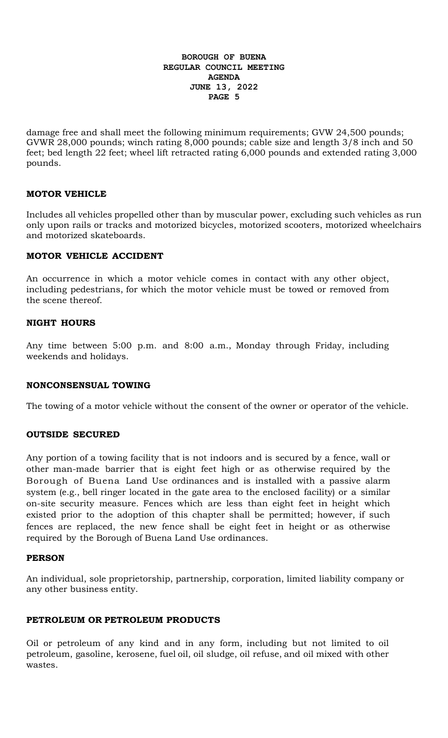damage free and shall meet the following minimum requirements; GVW 24,500 pounds; GVWR 28,000 pounds; winch rating 8,000 pounds; cable size and length 3/8 inch and 50 feet; bed length 22 feet; wheel lift retracted rating 6,000 pounds and extended rating 3,000 pounds.

**MOTOR VEHICLE**

Includes all vehicles propelled other than by muscular power, excluding such vehicles as run only upon rails or tracks and motorized bicycles, motorized scooters, motorized wheelchairs and motorized skateboards.

**MOTOR VEHICLE ACCIDENT**

An occurrence in which a motor vehicle comes in contact with any other object, including pedestrians, for which the motor vehicle must be towed or removed from the scene thereof.

**NIGHT HOURS**

Any time between 5:00 p.m. and 8:00 a.m., Monday through Friday, including weekends and holidays.

**NONCONSENSUAL TOWING**

The towing of a motor vehicle without the consent of the owner or operator of the vehicle.

**OUTSIDE SECURED**

Any portion of a towing facility that is not indoors and is secured by a fence, wall or other man-made barrier that is eight feet high or as otherwise required by the Borough of Buena Land Use ordinances and is installed with a passive alarm system (e.g., bell ringer located in the gate area to the enclosed facility) or a similar on-site security measure. Fences which are less than eight feet in height which existed prior to the adoption of this chapter shall be permitted; however, if such fences are replaced, the new fence shall be eight feet in height or as otherwise required by the Borough of Buena Land Use ordinances.

**PERSON**

An individual, sole proprietorship, partnership, corporation, limited liability company or any other business entity.

**PETROLEUM OR PETROLEUM PRODUCTS**

Oil or petroleum of any kind and in any form, including but not limited to oil petroleum, gasoline, kerosene, fuel oil, oil sludge, oil refuse, and oil mixed with other wastes.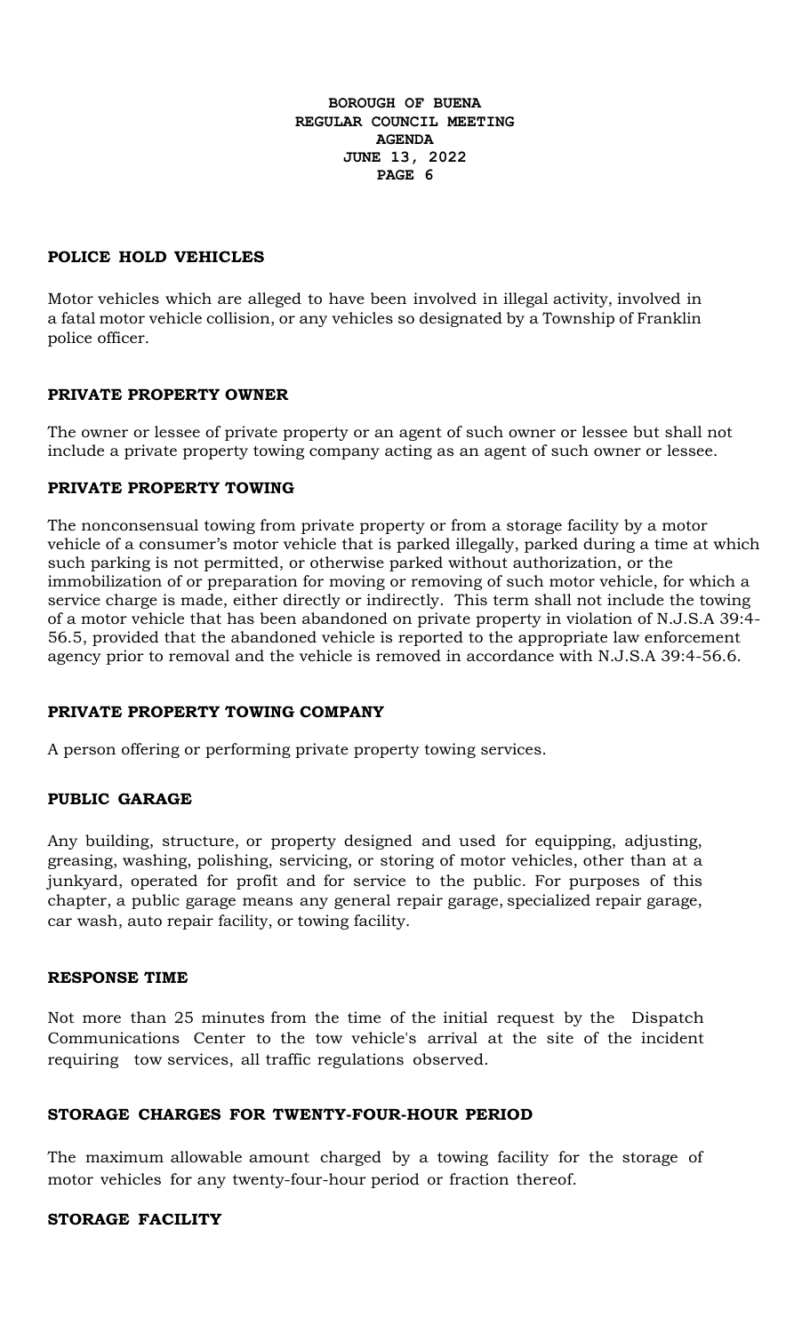**POLICE HOLD VEHICLES**

Motor vehicles which are alleged to have been involved in illegal activity, involved in a fatal motor vehicle collision, or any vehicles so designated by a Township of Franklin police officer.

**PRIVATE PROPERTY OWNER**

The owner or lessee of private property or an agent of such owner or lessee but shall not include a private property towing company acting as an agent of such owner or lessee.

**PRIVATE PROPERTY TOWING**

The nonconsensual towing from private property or from a storage facility by a motor vehicle of a consumer's motor vehicle that is parked illegally, parked during a time at which such parking is not permitted, or otherwise parked without authorization, or the immobilization of or preparation for moving or removing of such motor vehicle, for which a service charge is made, either directly or indirectly. This term shall not include the towing of a motor vehicle that has been abandoned on private property in violation of N.J.S.A 39:4-56.5, provided that the abandoned vehicle is reported to the appropriate law enforcement agency prior to removal and the vehicle is removed in accordance with N.J.S.A 39:4-56.6.

**PRIVATE PROPERTY TOWING COMPANY**

A person offering or performing private property towing services.

**PUBLIC GARAGE**

Any building, structure, or property designed and used for equipping, adjusting, greasing, washing, polishing, servicing, or storing of motor vehicles, other than at a junkyard, operated for profit and for service to the public. For purposes of this chapter, a public garage means any general repair garage, specialized repair garage, car wash, auto repair facility, or towing facility.

**RESPONSE TIME**

Not more than 25 minutes from the time of the initial request by the Dispatch Communications Center to the tow vehicle's arrival at the site of the incident requiring tow services, all traffic regulations observed.

**STORAGE CHARGES FOR TWENTY-FOUR-HOUR PERIOD**

The maximum allowable amount charged by a towing facility for the storage of motor vehicles for any twenty-four-hour period or fraction thereof.

**STORAGE FACILITY**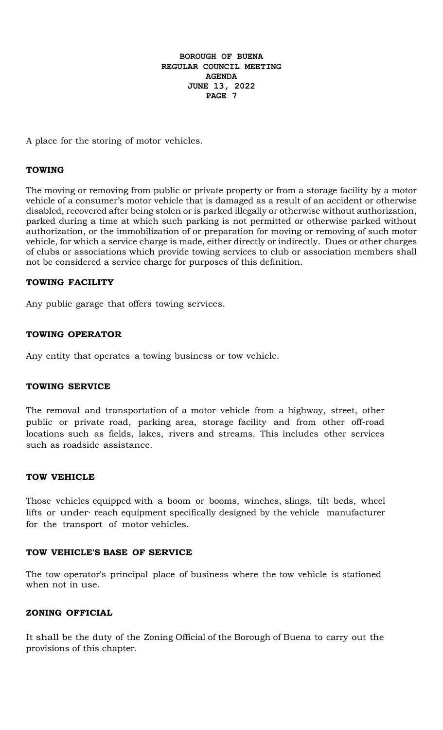A place for the storing of motor vehicles.

**TOWING**

The moving or removing from public or private property or from a storage facility by a motor vehicle of a consumer's motor vehicle that is damaged as a result of an accident or otherwise disabled, recovered after being stolen or is parked illegally or otherwise without authorization, parked during a time at which such parking is not permitted or otherwise parked without authorization, or the immobilization of or preparation for moving or removing of such motor vehicle, for which a service charge is made, either directly or indirectly. Dues or other charges of clubs or associations which provide towing services to club or association members shall not be considered a service charge for purposes of this definition.

**TOWING FACILITY**

Any public garage that offers towing services.

**TOWING OPERATOR**

Any entity that operates a towing business or tow vehicle.

**TOWING SERVICE**

The removal and transportation of a motor vehicle from a highway, street, other public or private road, parking area, storage facility and from other off-road locations such as fields, lakes, rivers and streams. This includes other services such as roadside assistance.

**TOW VEHICLE**

Those vehicles equipped with a boom or booms, winches, slings, tilt beds, wheel lifts or under· reach equipment specifically designed by the vehicle manufacturer for the transport of motor vehicles.

**TOW VEHICLE'S BASE OF SERVICE**

The tow operator's principal place of business where the tow vehicle is stationed when not in use.

**ZONING OFFICIAL**

It shall be the duty of the Zoning Official of the Borough of Buena to carry out the provisions of this chapter.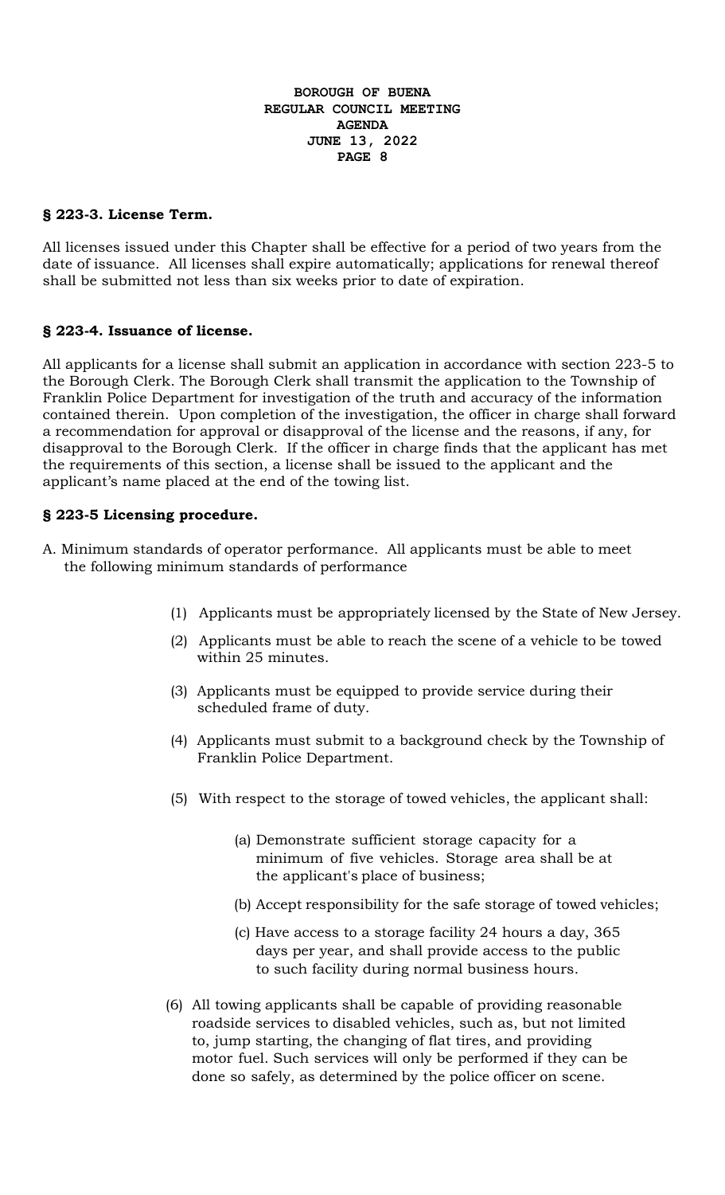### § 223-3. License Term.

All licenses issued under this Chapter shall be effective for a period of two years from the date of issuance. All licenses shall expire automatically; applications for renewal thereof shall be submitted not less than six weeks prior to date of expiration.

### § 223-4. Issuance of license.

All applicants for a license shall submit an application in accordance with section 223-5 to the Borough Clerk. The Borough Clerk shall transmit the application to the Township of Franklin Police Department for investigation of the truth and accuracy of the information contained therein. Upon completion of the investigation, the officer in charge shall forward a recommendation for approval or disapproval of the license and the reasons, if any, for disapproval to the Borough Clerk. If the officer in charge finds that the applicant has met the requirements of this section, a license shall be issued to the applicant and the applicant's name placed at the end of the towing list.

### § 223-5 Licensing procedure.

A. Minimum standards of operator performance. All applicants must be able to meet the following minimum standards of performance

- (1) Applicants must be appropriately licensed by the State of New Jersey.
- (2) Applicants must be able to reach the scene of a vehicle to be towed within 25 minutes.
- (3) Applicants must be equipped to provide service during their scheduled frame of duty.
- (4) Applicants must submit to a background check by the Township of Franklin Police Department.
- (5) With respect to the storage of towed vehicles, the applicant shall:
  - (a) Demonstrate sufficient storage capacity for a minimum of five vehicles. Storage area shall be at the applicant's place of business;
  - (b) Accept responsibility for the safe storage of towed vehicles;
  - (c) Have access to a storage facility 24 hours a day, 365 days per year, and shall provide access to the public to such facility during normal business hours.
- (6) All towing applicants shall be capable of providing reasonable roadside services to disabled vehicles, such as, but not limited to, jump starting, the changing of flat tires, and providing motor fuel. Such services will only be performed if they can be done so safely, as determined by the police officer on scene.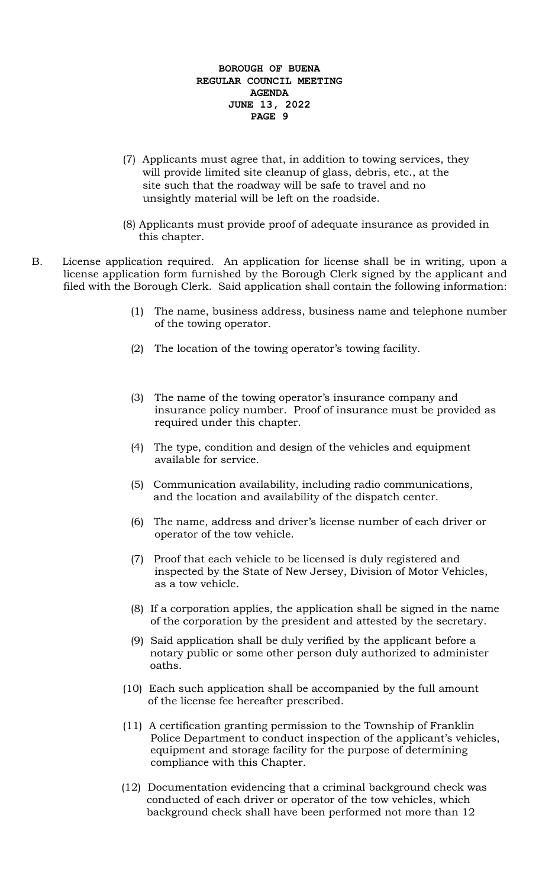(7) Applicants must agree that, in addition to towing services, they will provide limited site cleanup of glass, debris, etc., at the site such that the roadway will be safe to travel and no unsightly material will be left on the roadside.

(8) Applicants must provide proof of adequate insurance as provided in this chapter.

B. License application required. An application for license shall be in writing, upon a license application form furnished by the Borough Clerk signed by the applicant and filed with the Borough Clerk. Said application shall contain the following information:

(1) The name, business address, business name and telephone number of the towing operator.

(2) The location of the towing operator's towing facility.

(3) The name of the towing operator's insurance company and insurance policy number. Proof of insurance must be provided as required under this chapter.

(4) The type, condition and design of the vehicles and equipment available for service.

(5) Communication availability, including radio communications, and the location and availability of the dispatch center.

(6) The name, address and driver's license number of each driver or operator of the tow vehicle.

(7) Proof that each vehicle to be licensed is duly registered and inspected by the State of New Jersey, Division of Motor Vehicles, as a tow vehicle.

(8) If a corporation applies, the application shall be signed in the name of the corporation by the president and attested by the secretary.

(9) Said application shall be duly verified by the applicant before a notary public or some other person duly authorized to administer oaths.

(10) Each such application shall be accompanied by the full amount of the license fee hereafter prescribed.

(11) A certification granting permission to the Township of Franklin Police Department to conduct inspection of the applicant's vehicles, equipment and storage facility for the purpose of determining compliance with this Chapter.

(12) Documentation evidencing that a criminal background check was conducted of each driver or operator of the tow vehicles, which background check shall have been performed not more than 12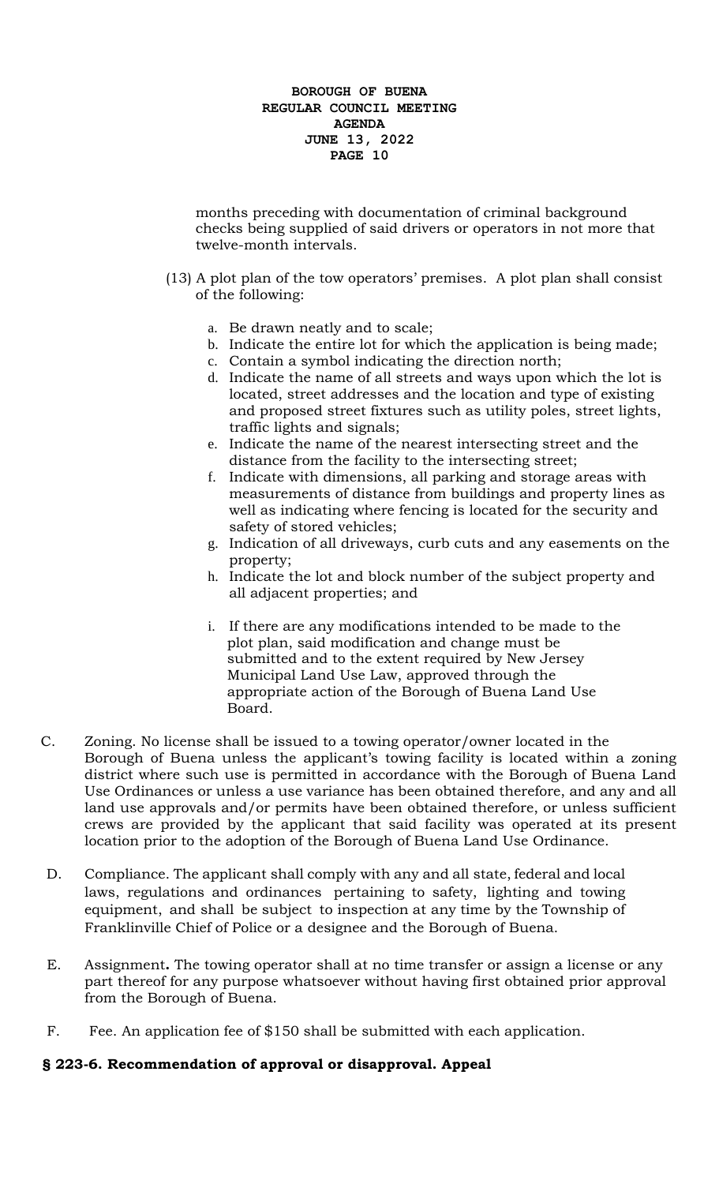months preceding with documentation of criminal background checks being supplied of said drivers or operators in not more that twelve-month intervals.

(13) A plot plan of the tow operators' premises. A plot plan shall consist of the following:

a. Be drawn neatly and to scale;
b. Indicate the entire lot for which the application is being made;
c. Contain a symbol indicating the direction north;
d. Indicate the name of all streets and ways upon which the lot is located, street addresses and the location and type of existing and proposed street fixtures such as utility poles, street lights, traffic lights and signals;
e. Indicate the name of the nearest intersecting street and the distance from the facility to the intersecting street;
f. Indicate with dimensions, all parking and storage areas with measurements of distance from buildings and property lines as well as indicating where fencing is located for the security and safety of stored vehicles;
g. Indication of all driveways, curb cuts and any easements on the property;
h. Indicate the lot and block number of the subject property and all adjacent properties; and
i. If there are any modifications intended to be made to the plot plan, said modification and change must be submitted and to the extent required by New Jersey Municipal Land Use Law, approved through the appropriate action of the Borough of Buena Land Use Board.

C. Zoning. No license shall be issued to a towing operator/owner located in the Borough of Buena unless the applicant's towing facility is located within a zoning district where such use is permitted in accordance with the Borough of Buena Land Use Ordinances or unless a use variance has been obtained therefore, and any and all land use approvals and/or permits have been obtained therefore, or unless sufficient crews are provided by the applicant that said facility was operated at its present location prior to the adoption of the Borough of Buena Land Use Ordinance.

D. Compliance. The applicant shall comply with any and all state, federal and local laws, regulations and ordinances pertaining to safety, lighting and towing equipment, and shall be subject to inspection at any time by the Township of Franklinville Chief of Police or a designee and the Borough of Buena.

E. Assignment**.** The towing operator shall at no time transfer or assign a license or any part thereof for any purpose whatsoever without having first obtained prior approval from the Borough of Buena.

F. Fee. An application fee of $150 shall be submitted with each application.

**§ 223-6. Recommendation of approval or disapproval. Appeal**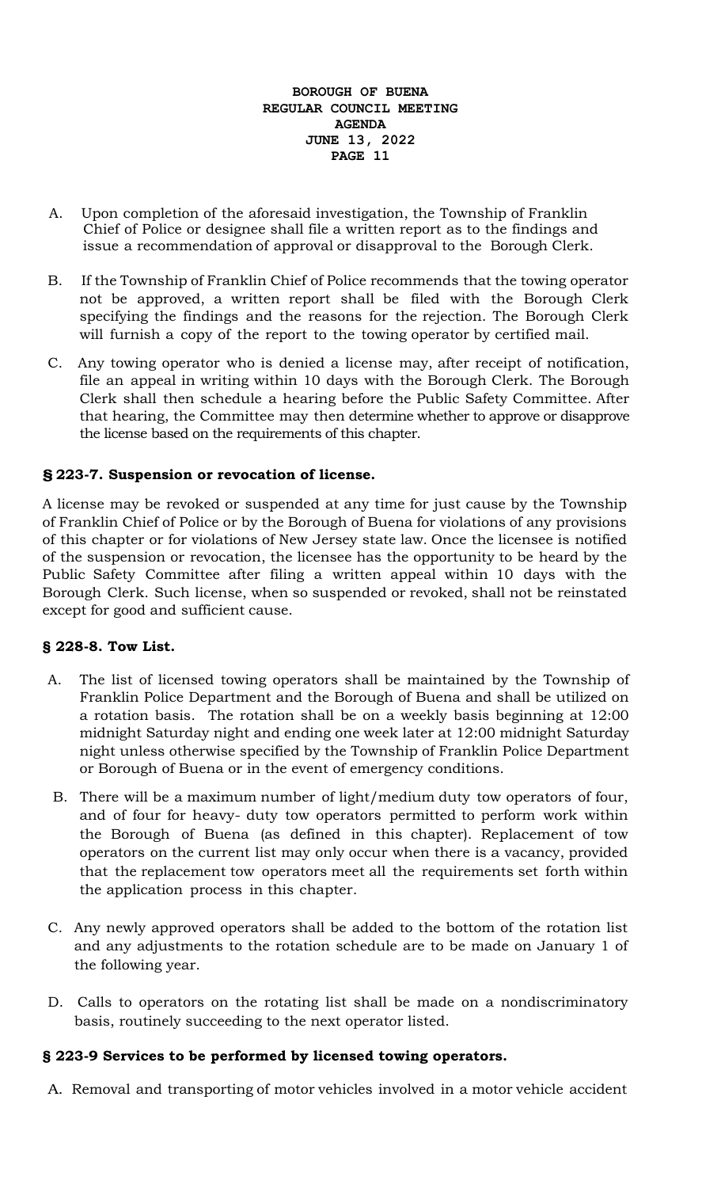A. Upon completion of the aforesaid investigation, the Township of Franklin Chief of Police or designee shall file a written report as to the findings and issue a recommendation of approval or disapproval to the Borough Clerk.

B. If the Township of Franklin Chief of Police recommends that the towing operator not be approved, a written report shall be filed with the Borough Clerk specifying the findings and the reasons for the rejection. The Borough Clerk will furnish a copy of the report to the towing operator by certified mail.

C. Any towing operator who is denied a license may, after receipt of notification, file an appeal in writing within 10 days with the Borough Clerk. The Borough Clerk shall then schedule a hearing before the Public Safety Committee. After that hearing, the Committee may then determine whether to approve or disapprove the license based on the requirements of this chapter.

### § 223-7. Suspension or revocation of license.

A license may be revoked or suspended at any time for just cause by the Township of Franklin Chief of Police or by the Borough of Buena for violations of any provisions of this chapter or for violations of New Jersey state law. Once the licensee is notified of the suspension or revocation, the licensee has the opportunity to be heard by the Public Safety Committee after filing a written appeal within 10 days with the Borough Clerk. Such license, when so suspended or revoked, shall not be reinstated except for good and sufficient cause.

### § 228-8. Tow List.

A. The list of licensed towing operators shall be maintained by the Township of Franklin Police Department and the Borough of Buena and shall be utilized on a rotation basis. The rotation shall be on a weekly basis beginning at 12:00 midnight Saturday night and ending one week later at 12:00 midnight Saturday night unless otherwise specified by the Township of Franklin Police Department or Borough of Buena or in the event of emergency conditions.

B. There will be a maximum number of light/medium duty tow operators of four, and of four for heavy- duty tow operators permitted to perform work within the Borough of Buena (as defined in this chapter). Replacement of tow operators on the current list may only occur when there is a vacancy, provided that the replacement tow operators meet all the requirements set forth within the application process in this chapter.

C. Any newly approved operators shall be added to the bottom of the rotation list and any adjustments to the rotation schedule are to be made on January 1 of the following year.

D. Calls to operators on the rotating list shall be made on a nondiscriminatory basis, routinely succeeding to the next operator listed.

### § 223-9 Services to be performed by licensed towing operators.

A. Removal and transporting of motor vehicles involved in a motor vehicle accident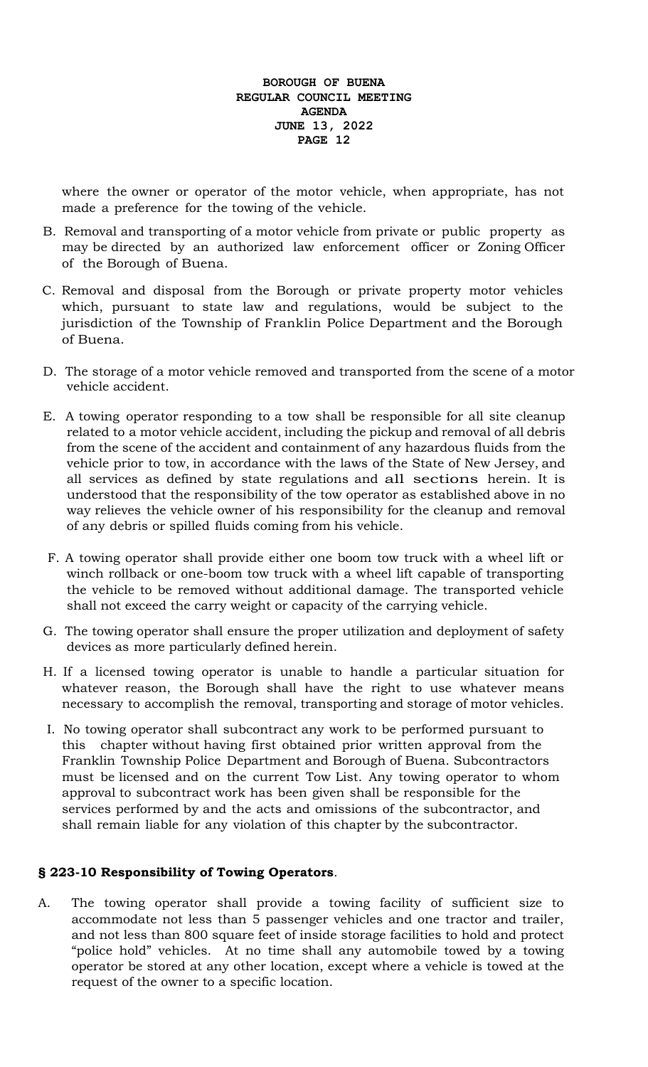where the owner or operator of the motor vehicle, when appropriate, has not made a preference for the towing of the vehicle.

B. Removal and transporting of a motor vehicle from private or public property as may be directed by an authorized law enforcement officer or Zoning Officer of the Borough of Buena.

C. Removal and disposal from the Borough or private property motor vehicles which, pursuant to state law and regulations, would be subject to the jurisdiction of the Township of Franklin Police Department and the Borough of Buena.

D. The storage of a motor vehicle removed and transported from the scene of a motor vehicle accident.

E. A towing operator responding to a tow shall be responsible for all site cleanup related to a motor vehicle accident, including the pickup and removal of all debris from the scene of the accident and containment of any hazardous fluids from the vehicle prior to tow, in accordance with the laws of the State of New Jersey, and all services as defined by state regulations and all sections herein. It is understood that the responsibility of the tow operator as established above in no way relieves the vehicle owner of his responsibility for the cleanup and removal of any debris or spilled fluids coming from his vehicle.

F. A towing operator shall provide either one boom tow truck with a wheel lift or winch rollback or one-boom tow truck with a wheel lift capable of transporting the vehicle to be removed without additional damage. The transported vehicle shall not exceed the carry weight or capacity of the carrying vehicle.

G. The towing operator shall ensure the proper utilization and deployment of safety devices as more particularly defined herein.

H. If a licensed towing operator is unable to handle a particular situation for whatever reason, the Borough shall have the right to use whatever means necessary to accomplish the removal, transporting and storage of motor vehicles.

I. No towing operator shall subcontract any work to be performed pursuant to this chapter without having first obtained prior written approval from the Franklin Township Police Department and Borough of Buena. Subcontractors must be licensed and on the current Tow List. Any towing operator to whom approval to subcontract work has been given shall be responsible for the services performed by and the acts and omissions of the subcontractor, and shall remain liable for any violation of this chapter by the subcontractor.

**§ 223-10 Responsibility of Towing Operators**.

A. The towing operator shall provide a towing facility of sufficient size to accommodate not less than 5 passenger vehicles and one tractor and trailer, and not less than 800 square feet of inside storage facilities to hold and protect "police hold" vehicles. At no time shall any automobile towed by a towing operator be stored at any other location, except where a vehicle is towed at the request of the owner to a specific location.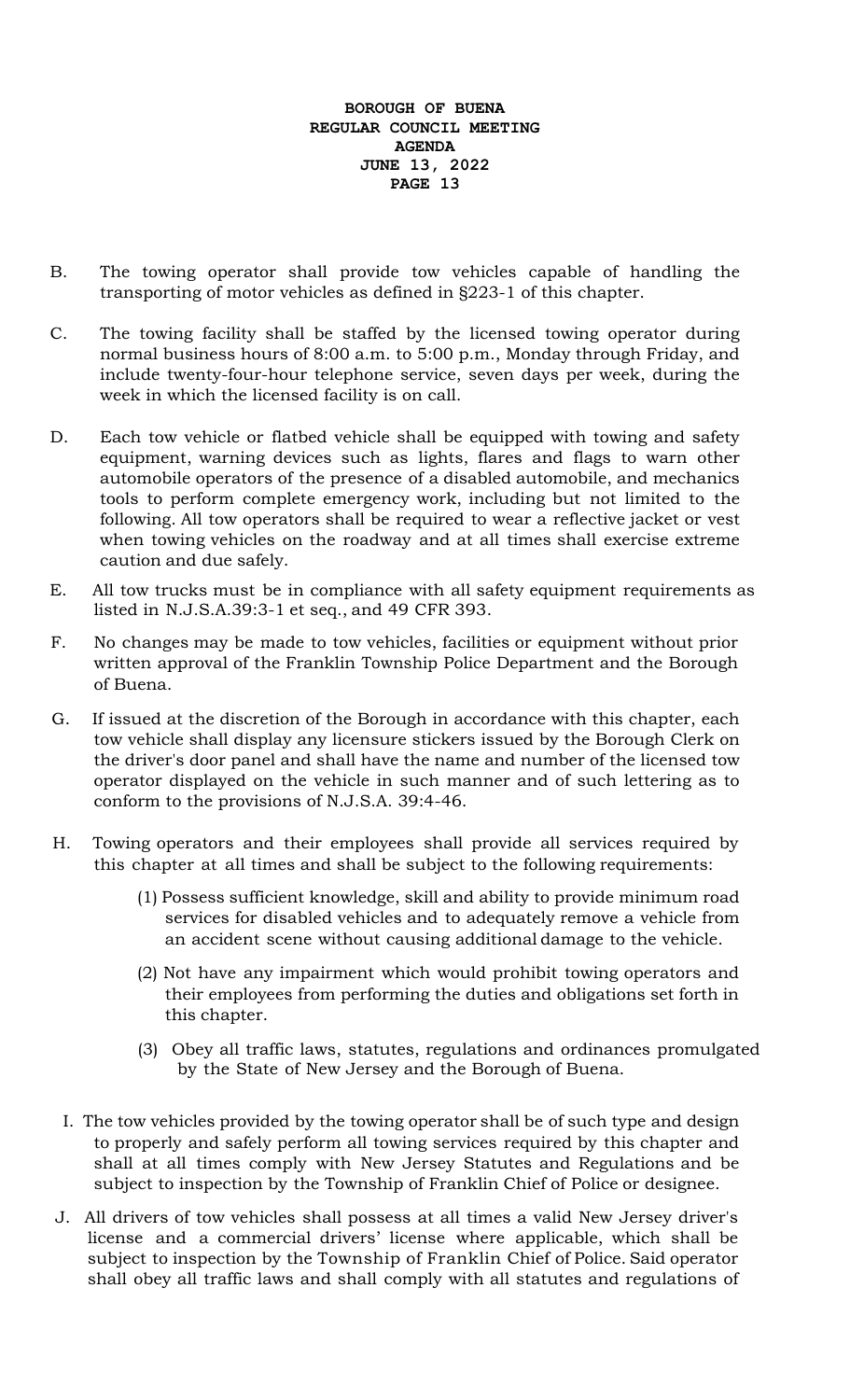B. The towing operator shall provide tow vehicles capable of handling the transporting of motor vehicles as defined in §223-1 of this chapter.

C. The towing facility shall be staffed by the licensed towing operator during normal business hours of 8:00 a.m. to 5:00 p.m., Monday through Friday, and include twenty-four-hour telephone service, seven days per week, during the week in which the licensed facility is on call.

D. Each tow vehicle or flatbed vehicle shall be equipped with towing and safety equipment, warning devices such as lights, flares and flags to warn other automobile operators of the presence of a disabled automobile, and mechanics tools to perform complete emergency work, including but not limited to the following. All tow operators shall be required to wear a reflective jacket or vest when towing vehicles on the roadway and at all times shall exercise extreme caution and due safely.

E. All tow trucks must be in compliance with all safety equipment requirements as listed in N.J.S.A.39:3-1 et seq., and 49 CFR 393.

F. No changes may be made to tow vehicles, facilities or equipment without prior written approval of the Franklin Township Police Department and the Borough of Buena.

G. If issued at the discretion of the Borough in accordance with this chapter, each tow vehicle shall display any licensure stickers issued by the Borough Clerk on the driver's door panel and shall have the name and number of the licensed tow operator displayed on the vehicle in such manner and of such lettering as to conform to the provisions of N.J.S.A. 39:4-46.

H. Towing operators and their employees shall provide all services required by this chapter at all times and shall be subject to the following requirements:

(1) Possess sufficient knowledge, skill and ability to provide minimum road services for disabled vehicles and to adequately remove a vehicle from an accident scene without causing additional damage to the vehicle.

(2) Not have any impairment which would prohibit towing operators and their employees from performing the duties and obligations set forth in this chapter.

(3) Obey all traffic laws, statutes, regulations and ordinances promulgated by the State of New Jersey and the Borough of Buena.

I. The tow vehicles provided by the towing operator shall be of such type and design to properly and safely perform all towing services required by this chapter and shall at all times comply with New Jersey Statutes and Regulations and be subject to inspection by the Township of Franklin Chief of Police or designee.

J. All drivers of tow vehicles shall possess at all times a valid New Jersey driver's license and a commercial drivers' license where applicable, which shall be subject to inspection by the Township of Franklin Chief of Police. Said operator shall obey all traffic laws and shall comply with all statutes and regulations of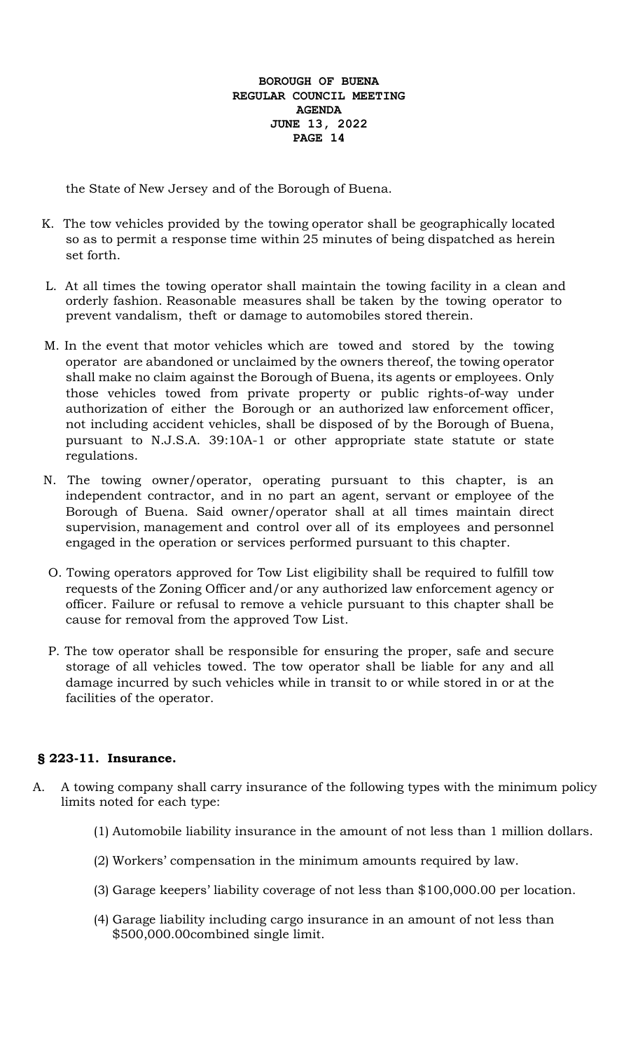the State of New Jersey and of the Borough of Buena.

K. The tow vehicles provided by the towing operator shall be geographically located so as to permit a response time within 25 minutes of being dispatched as herein set forth.

L. At all times the towing operator shall maintain the towing facility in a clean and orderly fashion. Reasonable measures shall be taken by the towing operator to prevent vandalism, theft or damage to automobiles stored therein.

M. In the event that motor vehicles which are towed and stored by the towing operator are abandoned or unclaimed by the owners thereof, the towing operator shall make no claim against the Borough of Buena, its agents or employees. Only those vehicles towed from private property or public rights-of-way under authorization of either the Borough or an authorized law enforcement officer, not including accident vehicles, shall be disposed of by the Borough of Buena, pursuant to N.J.S.A. 39:10A-1 or other appropriate state statute or state regulations.

N. The towing owner/operator, operating pursuant to this chapter, is an independent contractor, and in no part an agent, servant or employee of the Borough of Buena. Said owner/operator shall at all times maintain direct supervision, management and control over all of its employees and personnel engaged in the operation or services performed pursuant to this chapter.

O. Towing operators approved for Tow List eligibility shall be required to fulfill tow requests of the Zoning Officer and/or any authorized law enforcement agency or officer. Failure or refusal to remove a vehicle pursuant to this chapter shall be cause for removal from the approved Tow List.

P. The tow operator shall be responsible for ensuring the proper, safe and secure storage of all vehicles towed. The tow operator shall be liable for any and all damage incurred by such vehicles while in transit to or while stored in or at the facilities of the operator.

**§ 223-11. Insurance.**

A. A towing company shall carry insurance of the following types with the minimum policy limits noted for each type:

(1) Automobile liability insurance in the amount of not less than 1 million dollars.

(2) Workers' compensation in the minimum amounts required by law.

(3) Garage keepers' liability coverage of not less than $100,000.00 per location.

(4) Garage liability including cargo insurance in an amount of not less than $500,000.00combined single limit.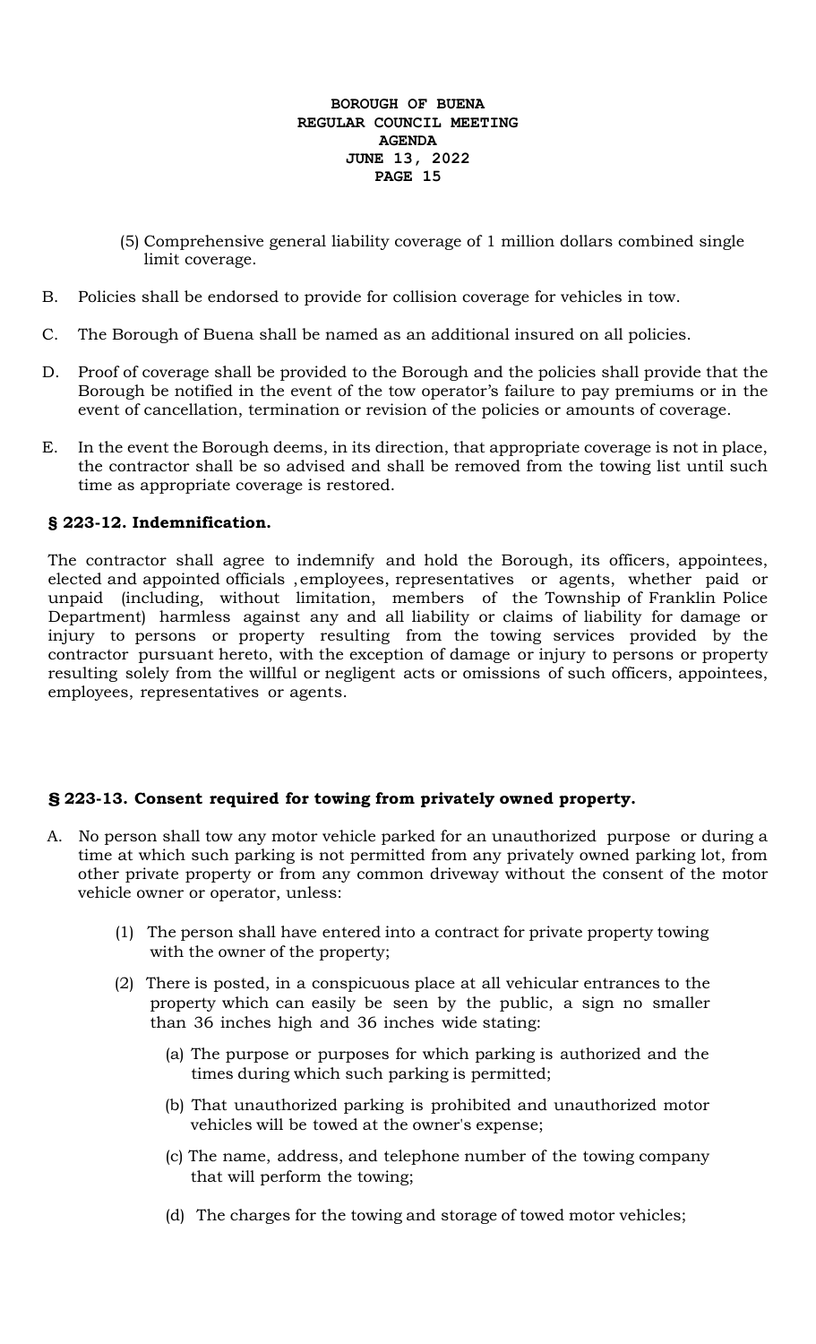(5) Comprehensive general liability coverage of 1 million dollars combined single limit coverage.

B. Policies shall be endorsed to provide for collision coverage for vehicles in tow.

C. The Borough of Buena shall be named as an additional insured on all policies.

D. Proof of coverage shall be provided to the Borough and the policies shall provide that the Borough be notified in the event of the tow operator's failure to pay premiums or in the event of cancellation, termination or revision of the policies or amounts of coverage.

E. In the event the Borough deems, in its direction, that appropriate coverage is not in place, the contractor shall be so advised and shall be removed from the towing list until such time as appropriate coverage is restored.

### § 223-12. Indemnification.

The contractor shall agree to indemnify and hold the Borough, its officers, appointees, elected and appointed officials , employees, representatives or agents, whether paid or unpaid (including, without limitation, members of the Township of Franklin Police Department) harmless against any and all liability or claims of liability for damage or injury to persons or property resulting from the towing services provided by the contractor pursuant hereto, with the exception of damage or injury to persons or property resulting solely from the willful or negligent acts or omissions of such officers, appointees, employees, representatives or agents.

### § 223-13. Consent required for towing from privately owned property.

A. No person shall tow any motor vehicle parked for an unauthorized purpose or during a time at which such parking is not permitted from any privately owned parking lot, from other private property or from any common driveway without the consent of the motor vehicle owner or operator, unless:

   (1) The person shall have entered into a contract for private property towing with the owner of the property;

   (2) There is posted, in a conspicuous place at all vehicular entrances to the property which can easily be seen by the public, a sign no smaller than 36 inches high and 36 inches wide stating:

      (a) The purpose or purposes for which parking is authorized and the times during which such parking is permitted;

      (b) That unauthorized parking is prohibited and unauthorized motor vehicles will be towed at the owner's expense;

      (c) The name, address, and telephone number of the towing company that will perform the towing;

      (d) The charges for the towing and storage of towed motor vehicles;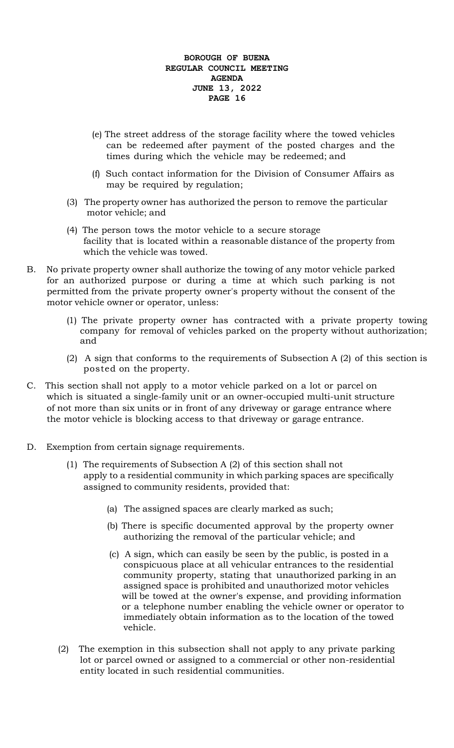(e) The street address of the storage facility where the towed vehicles can be redeemed after payment of the posted charges and the times during which the vehicle may be redeemed; and

(f) Such contact information for the Division of Consumer Affairs as may be required by regulation;

(3) The property owner has authorized the person to remove the particular motor vehicle; and

(4) The person tows the motor vehicle to a secure storage facility that is located within a reasonable distance of the property from which the vehicle was towed.

B. No private property owner shall authorize the towing of any motor vehicle parked for an authorized purpose or during a time at which such parking is not permitted from the private property owner's property without the consent of the motor vehicle owner or operator, unless:

(1) The private property owner has contracted with a private property towing company for removal of vehicles parked on the property without authorization; and

(2) A sign that conforms to the requirements of Subsection A (2) of this section is posted on the property.

C. This section shall not apply to a motor vehicle parked on a lot or parcel on which is situated a single-family unit or an owner-occupied multi-unit structure of not more than six units or in front of any driveway or garage entrance where the motor vehicle is blocking access to that driveway or garage entrance.

D. Exemption from certain signage requirements.

(1) The requirements of Subsection A (2) of this section shall not apply to a residential community in which parking spaces are specifically assigned to community residents, provided that:

(a) The assigned spaces are clearly marked as such;

(b) There is specific documented approval by the property owner authorizing the removal of the particular vehicle; and

(c) A sign, which can easily be seen by the public, is posted in a conspicuous place at all vehicular entrances to the residential community property, stating that unauthorized parking in an assigned space is prohibited and unauthorized motor vehicles will be towed at the owner's expense, and providing information or a telephone number enabling the vehicle owner or operator to immediately obtain information as to the location of the towed vehicle.

(2) The exemption in this subsection shall not apply to any private parking lot or parcel owned or assigned to a commercial or other non-residential entity located in such residential communities.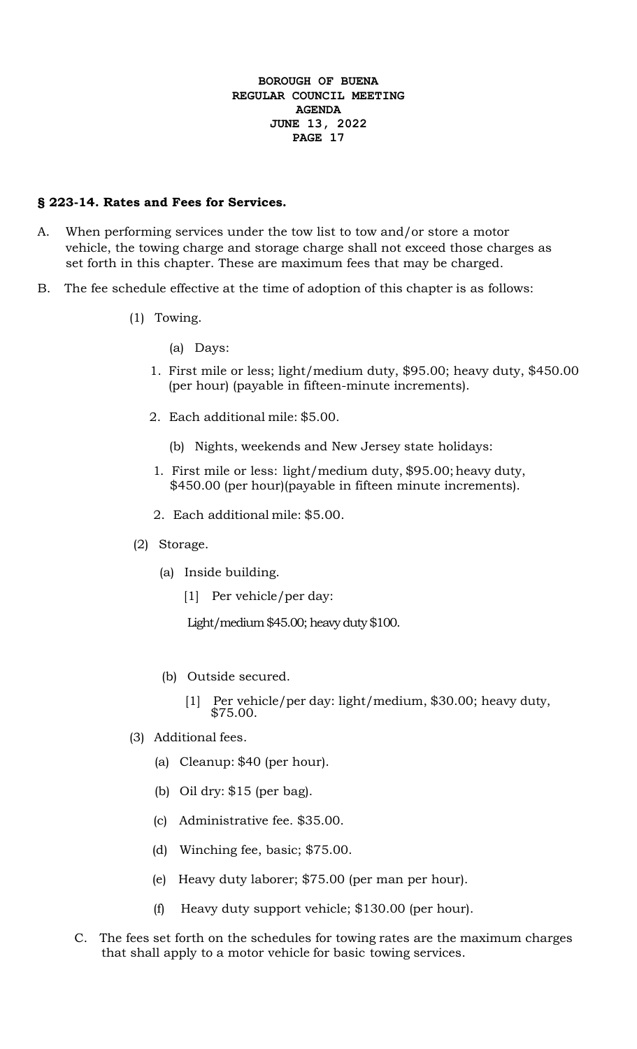**§ 223-14. Rates and Fees for Services.**

A. When performing services under the tow list to tow and/or store a motor vehicle, the towing charge and storage charge shall not exceed those charges as set forth in this chapter. These are maximum fees that may be charged.

B. The fee schedule effective at the time of adoption of this chapter is as follows:

(1) Towing.

(a) Days:

1. First mile or less; light/medium duty, $95.00; heavy duty, $450.00 (per hour) (payable in fifteen-minute increments).

2. Each additional mile: $5.00.

(b) Nights, weekends and New Jersey state holidays:

1. First mile or less: light/medium duty, $95.00; heavy duty, $450.00 (per hour)(payable in fifteen minute increments).

2. Each additional mile: $5.00.

(2) Storage.

(a) Inside building.

[1] Per vehicle/per day:

Light/medium $45.00; heavy duty $100.

(b) Outside secured.

[1] Per vehicle/per day: light/medium, $30.00; heavy duty, $75.00.

(3) Additional fees.

(a) Cleanup: $40 (per hour).

(b) Oil dry: $15 (per bag).

(c) Administrative fee. $35.00.

(d) Winching fee, basic; $75.00.

(e) Heavy duty laborer; $75.00 (per man per hour).

(f) Heavy duty support vehicle; $130.00 (per hour).

C. The fees set forth on the schedules for towing rates are the maximum charges that shall apply to a motor vehicle for basic towing services.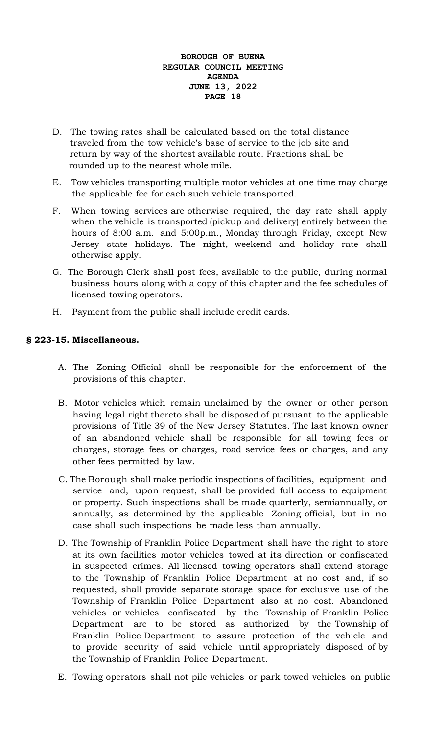D. The towing rates shall be calculated based on the total distance traveled from the tow vehicle's base of service to the job site and return by way of the shortest available route. Fractions shall be rounded up to the nearest whole mile.

E. Tow vehicles transporting multiple motor vehicles at one time may charge the applicable fee for each such vehicle transported.

F. When towing services are otherwise required, the day rate shall apply when the vehicle is transported (pickup and delivery) entirely between the hours of 8:00 a.m. and 5:00p.m., Monday through Friday, except New Jersey state holidays. The night, weekend and holiday rate shall otherwise apply.

G. The Borough Clerk shall post fees, available to the public, during normal business hours along with a copy of this chapter and the fee schedules of licensed towing operators.

H. Payment from the public shall include credit cards.

**§ 223-15. Miscellaneous.**

A. The Zoning Official shall be responsible for the enforcement of the provisions of this chapter.

B. Motor vehicles which remain unclaimed by the owner or other person having legal right thereto shall be disposed of pursuant to the applicable provisions of Title 39 of the New Jersey Statutes. The last known owner of an abandoned vehicle shall be responsible for all towing fees or charges, storage fees or charges, road service fees or charges, and any other fees permitted by law.

C. The Borough shall make periodic inspections of facilities, equipment and service and, upon request, shall be provided full access to equipment or property. Such inspections shall be made quarterly, semiannually, or annually, as determined by the applicable Zoning official, but in no case shall such inspections be made less than annually.

D. The Township of Franklin Police Department shall have the right to store at its own facilities motor vehicles towed at its direction or confiscated in suspected crimes. All licensed towing operators shall extend storage to the Township of Franklin Police Department at no cost and, if so requested, shall provide separate storage space for exclusive use of the Township of Franklin Police Department also at no cost. Abandoned vehicles or vehicles confiscated by the Township of Franklin Police Department are to be stored as authorized by the Township of Franklin Police Department to assure protection of the vehicle and to provide security of said vehicle until appropriately disposed of by the Township of Franklin Police Department.

E. Towing operators shall not pile vehicles or park towed vehicles on public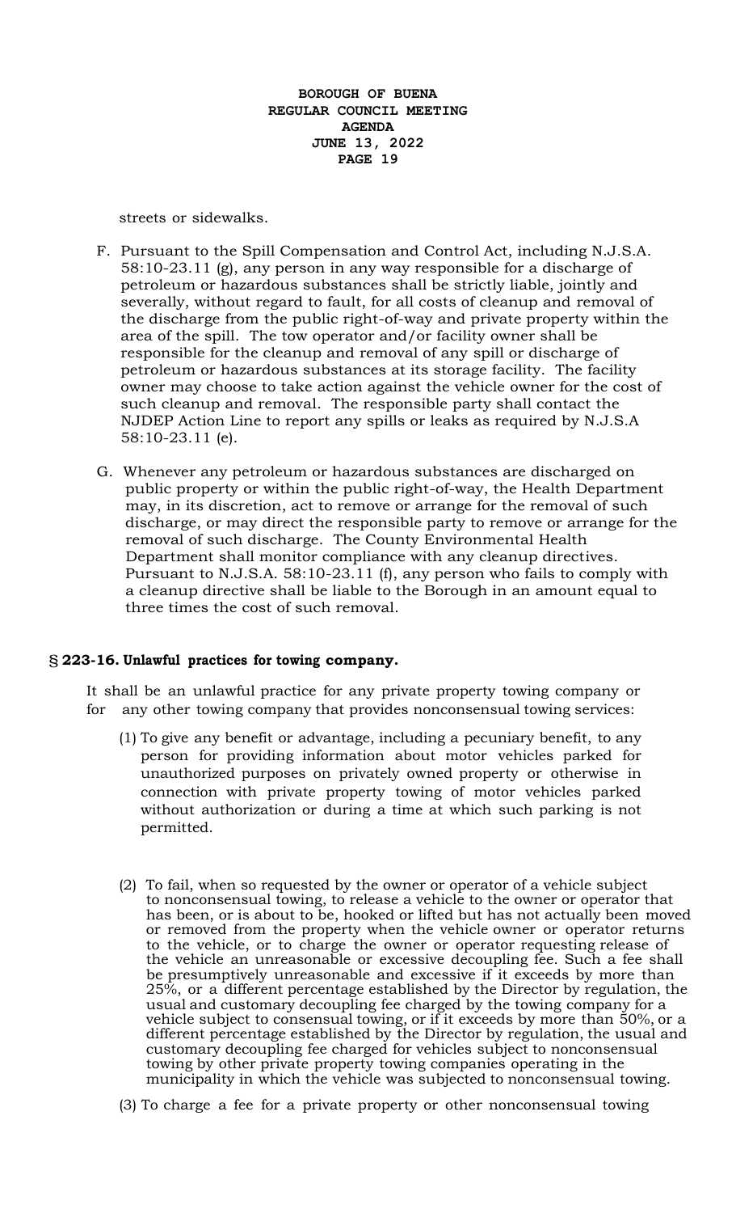streets or sidewalks.

F. Pursuant to the Spill Compensation and Control Act, including N.J.S.A. 58:10-23.11 (g), any person in any way responsible for a discharge of petroleum or hazardous substances shall be strictly liable, jointly and severally, without regard to fault, for all costs of cleanup and removal of the discharge from the public right-of-way and private property within the area of the spill. The tow operator and/or facility owner shall be responsible for the cleanup and removal of any spill or discharge of petroleum or hazardous substances at its storage facility. The facility owner may choose to take action against the vehicle owner for the cost of such cleanup and removal. The responsible party shall contact the NJDEP Action Line to report any spills or leaks as required by N.J.S.A 58:10-23.11 (e).

G. Whenever any petroleum or hazardous substances are discharged on public property or within the public right-of-way, the Health Department may, in its discretion, act to remove or arrange for the removal of such discharge, or may direct the responsible party to remove or arrange for the removal of such discharge. The County Environmental Health Department shall monitor compliance with any cleanup directives. Pursuant to N.J.S.A. 58:10-23.11 (f), any person who fails to comply with a cleanup directive shall be liable to the Borough in an amount equal to three times the cost of such removal.

### § 223-16. Unlawful practices for towing company.

It shall be an unlawful practice for any private property towing company or for any other towing company that provides nonconsensual towing services:

(1) To give any benefit or advantage, including a pecuniary benefit, to any person for providing information about motor vehicles parked for unauthorized purposes on privately owned property or otherwise in connection with private property towing of motor vehicles parked without authorization or during a time at which such parking is not permitted.

(2) To fail, when so requested by the owner or operator of a vehicle subject to nonconsensual towing, to release a vehicle to the owner or operator that has been, or is about to be, hooked or lifted but has not actually been moved or removed from the property when the vehicle owner or operator returns to the vehicle, or to charge the owner or operator requesting release of the vehicle an unreasonable or excessive decoupling fee. Such a fee shall be presumptively unreasonable and excessive if it exceeds by more than 25%, or a different percentage established by the Director by regulation, the usual and customary decoupling fee charged by the towing company for a vehicle subject to consensual towing, or if it exceeds by more than 50%, or a different percentage established by the Director by regulation, the usual and customary decoupling fee charged for vehicles subject to nonconsensual towing by other private property towing companies operating in the municipality in which the vehicle was subjected to nonconsensual towing.

(3) To charge a fee for a private property or other nonconsensual towing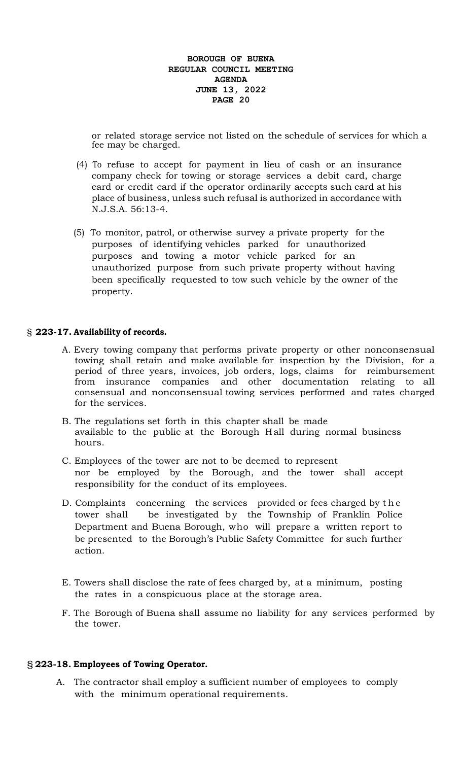or related storage service not listed on the schedule of services for which a fee may be charged.

(4) To refuse to accept for payment in lieu of cash or an insurance company check for towing or storage services a debit card, charge card or credit card if the operator ordinarily accepts such card at his place of business, unless such refusal is authorized in accordance with N.J.S.A. 56:13-4.

(5) To monitor, patrol, or otherwise survey a private property for the purposes of identifying vehicles parked for unauthorized purposes and towing a motor vehicle parked for an unauthorized purpose from such private property without having been specifically requested to tow such vehicle by the owner of the property.

## § 223-17. Availability of records.

A. Every towing company that performs private property or other nonconsensual towing shall retain and make available for inspection by the Division, for a period of three years, invoices, job orders, logs, claims for reimbursement from insurance companies and other documentation relating to all consensual and nonconsensual towing services performed and rates charged for the services.

B. The regulations set forth in this chapter shall be made available to the public at the Borough Hall during normal business hours.

C. Employees of the tower are not to be deemed to represent nor be employed by the Borough, and the tower shall accept responsibility for the conduct of its employees.

D. Complaints concerning the services provided or fees charged by the tower shall be investigated by the Township of Franklin Police Department and Buena Borough, who will prepare a written report to be presented to the Borough's Public Safety Committee for such further action.

E. Towers shall disclose the rate of fees charged by, at a minimum, posting the rates in a conspicuous place at the storage area.

F. The Borough of Buena shall assume no liability for any services performed by the tower.

## § 223-18. Employees of Towing Operator.

A. The contractor shall employ a sufficient number of employees to comply with the minimum operational requirements.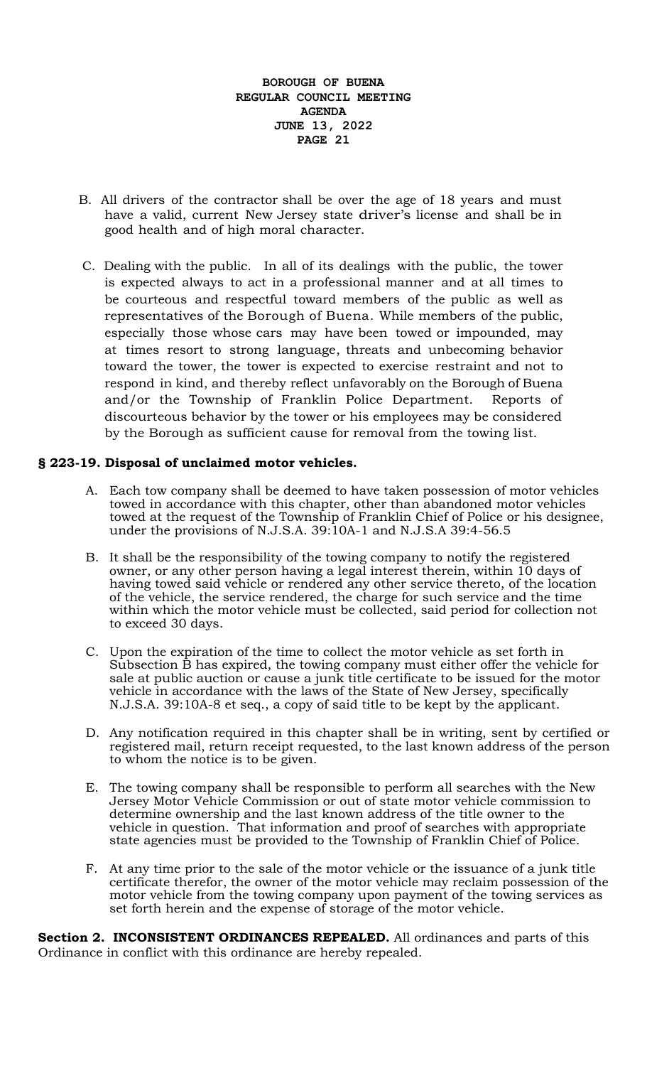B. All drivers of the contractor shall be over the age of 18 years and must have a valid, current New Jersey state driver's license and shall be in good health and of high moral character.

C. Dealing with the public. In all of its dealings with the public, the tower is expected always to act in a professional manner and at all times to be courteous and respectful toward members of the public as well as representatives of the Borough of Buena. While members of the public, especially those whose cars may have been towed or impounded, may at times resort to strong language, threats and unbecoming behavior toward the tower, the tower is expected to exercise restraint and not to respond in kind, and thereby reflect unfavorably on the Borough of Buena and/or the Township of Franklin Police Department. Reports of discourteous behavior by the tower or his employees may be considered by the Borough as sufficient cause for removal from the towing list.

**§ 223-19. Disposal of unclaimed motor vehicles.**

A. Each tow company shall be deemed to have taken possession of motor vehicles towed in accordance with this chapter, other than abandoned motor vehicles towed at the request of the Township of Franklin Chief of Police or his designee, under the provisions of N.J.S.A. 39:10A-1 and N.J.S.A 39:4-56.5

B. It shall be the responsibility of the towing company to notify the registered owner, or any other person having a legal interest therein, within 10 days of having towed said vehicle or rendered any other service thereto, of the location of the vehicle, the service rendered, the charge for such service and the time within which the motor vehicle must be collected, said period for collection not to exceed 30 days.

C. Upon the expiration of the time to collect the motor vehicle as set forth in Subsection B has expired, the towing company must either offer the vehicle for sale at public auction or cause a junk title certificate to be issued for the motor vehicle in accordance with the laws of the State of New Jersey, specifically N.J.S.A. 39:10A-8 et seq., a copy of said title to be kept by the applicant.

D. Any notification required in this chapter shall be in writing, sent by certified or registered mail, return receipt requested, to the last known address of the person to whom the notice is to be given.

E. The towing company shall be responsible to perform all searches with the New Jersey Motor Vehicle Commission or out of state motor vehicle commission to determine ownership and the last known address of the title owner to the vehicle in question. That information and proof of searches with appropriate state agencies must be provided to the Township of Franklin Chief of Police.

F. At any time prior to the sale of the motor vehicle or the issuance of a junk title certificate therefor, the owner of the motor vehicle may reclaim possession of the motor vehicle from the towing company upon payment of the towing services as set forth herein and the expense of storage of the motor vehicle.

**Section 2. INCONSISTENT ORDINANCES REPEALED.** All ordinances and parts of this Ordinance in conflict with this ordinance are hereby repealed.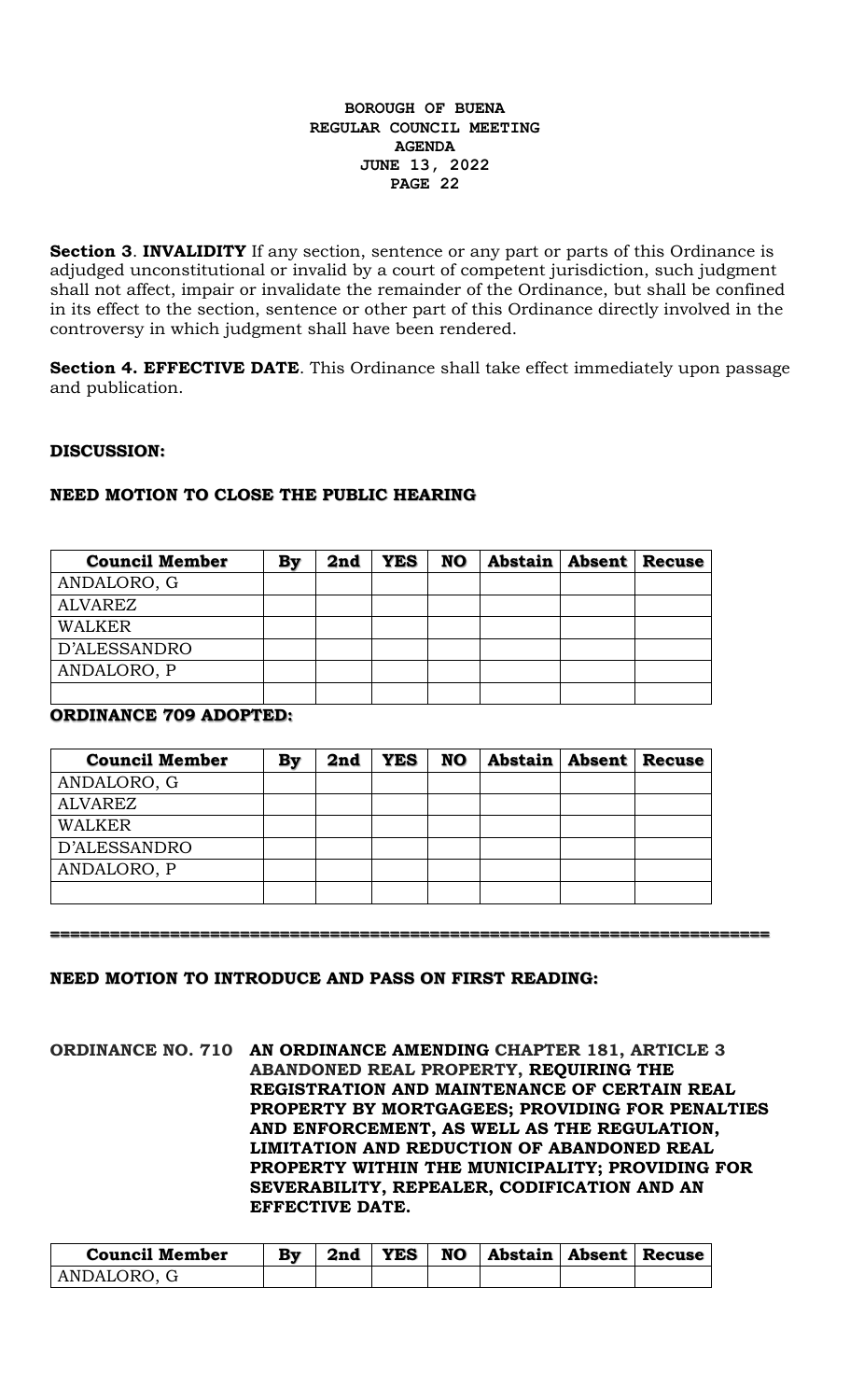**Section 3**. **INVALIDITY** If any section, sentence or any part or parts of this Ordinance is adjudged unconstitutional or invalid by a court of competent jurisdiction, such judgment shall not affect, impair or invalidate the remainder of the Ordinance, but shall be confined in its effect to the section, sentence or other part of this Ordinance directly involved in the controversy in which judgment shall have been rendered.

**Section 4. EFFECTIVE DATE**. This Ordinance shall take effect immediately upon passage and publication.

**DISCUSSION:**

**NEED MOTION TO CLOSE THE PUBLIC HEARING**

| Council Member | By | 2nd | YES | NO | Abstain | Absent | Recuse |
|---|---|---|---|---|---|---|---|
| ANDALORO, G | | | | | | | |
| ALVAREZ | | | | | | | |
| WALKER | | | | | | | |
| D'ALESSANDRO | | | | | | | |
| ANDALORO, P | | | | | | | |
| | | | | | | | |

**ORDINANCE 709 ADOPTED:**

| Council Member | By | 2nd | YES | NO | Abstain | Absent | Recuse |
|---|---|---|---|---|---|---|---|
| ANDALORO, G | | | | | | | |
| ALVAREZ | | | | | | | |
| WALKER | | | | | | | |
| D'ALESSANDRO | | | | | | | |
| ANDALORO, P | | | | | | | |
| | | | | | | | |

=====================================================================

**NEED MOTION TO INTRODUCE AND PASS ON FIRST READING:**

**ORDINANCE NO. 710 AN ORDINANCE AMENDING CHAPTER 181, ARTICLE 3 ABANDONED REAL PROPERTY, REQUIRING THE REGISTRATION AND MAINTENANCE OF CERTAIN REAL PROPERTY BY MORTGAGEES; PROVIDING FOR PENALTIES AND ENFORCEMENT, AS WELL AS THE REGULATION, LIMITATION AND REDUCTION OF ABANDONED REAL PROPERTY WITHIN THE MUNICIPALITY; PROVIDING FOR SEVERABILITY, REPEALER, CODIFICATION AND AN EFFECTIVE DATE.**

| Council Member | By | 2nd | YES | NO | Abstain | Absent | Recuse |
|---|---|---|---|---|---|---|---|
| ANDALORO, G | | | | | | | |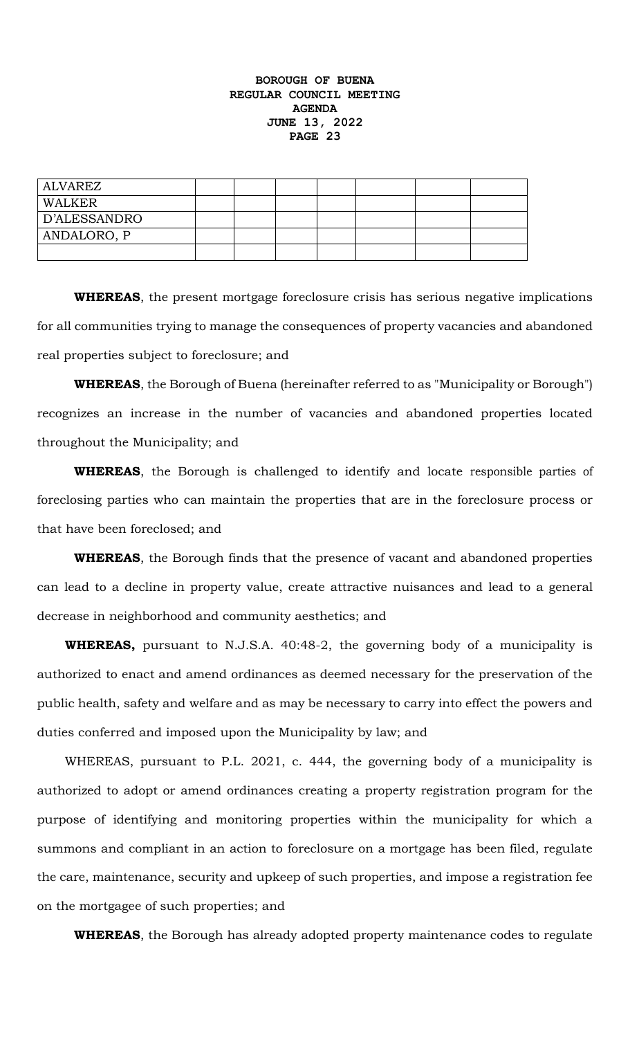| ALVAREZ | | | | | | | |
|---|---|---|---|---|---|---|---|
| WALKER | | | | | | | |
| D'ALESSANDRO | | | | | | | |
| ANDALORO, P | | | | | | | |
| | | | | | | | |

**WHEREAS**, the present mortgage foreclosure crisis has serious negative implications for all communities trying to manage the consequences of property vacancies and abandoned real properties subject to foreclosure; and

**WHEREAS**, the Borough of Buena (hereinafter referred to as "Municipality or Borough") recognizes an increase in the number of vacancies and abandoned properties located throughout the Municipality; and

**WHEREAS**, the Borough is challenged to identify and locate responsible parties of foreclosing parties who can maintain the properties that are in the foreclosure process or that have been foreclosed; and

**WHEREAS**, the Borough finds that the presence of vacant and abandoned properties can lead to a decline in property value, create attractive nuisances and lead to a general decrease in neighborhood and community aesthetics; and

**WHEREAS,** pursuant to N.J.S.A. 40:48-2, the governing body of a municipality is authorized to enact and amend ordinances as deemed necessary for the preservation of the public health, safety and welfare and as may be necessary to carry into effect the powers and duties conferred and imposed upon the Municipality by law; and

WHEREAS, pursuant to P.L. 2021, c. 444, the governing body of a municipality is authorized to adopt or amend ordinances creating a property registration program for the purpose of identifying and monitoring properties within the municipality for which a summons and compliant in an action to foreclosure on a mortgage has been filed, regulate the care, maintenance, security and upkeep of such properties, and impose a registration fee on the mortgagee of such properties; and

**WHEREAS**, the Borough has already adopted property maintenance codes to regulate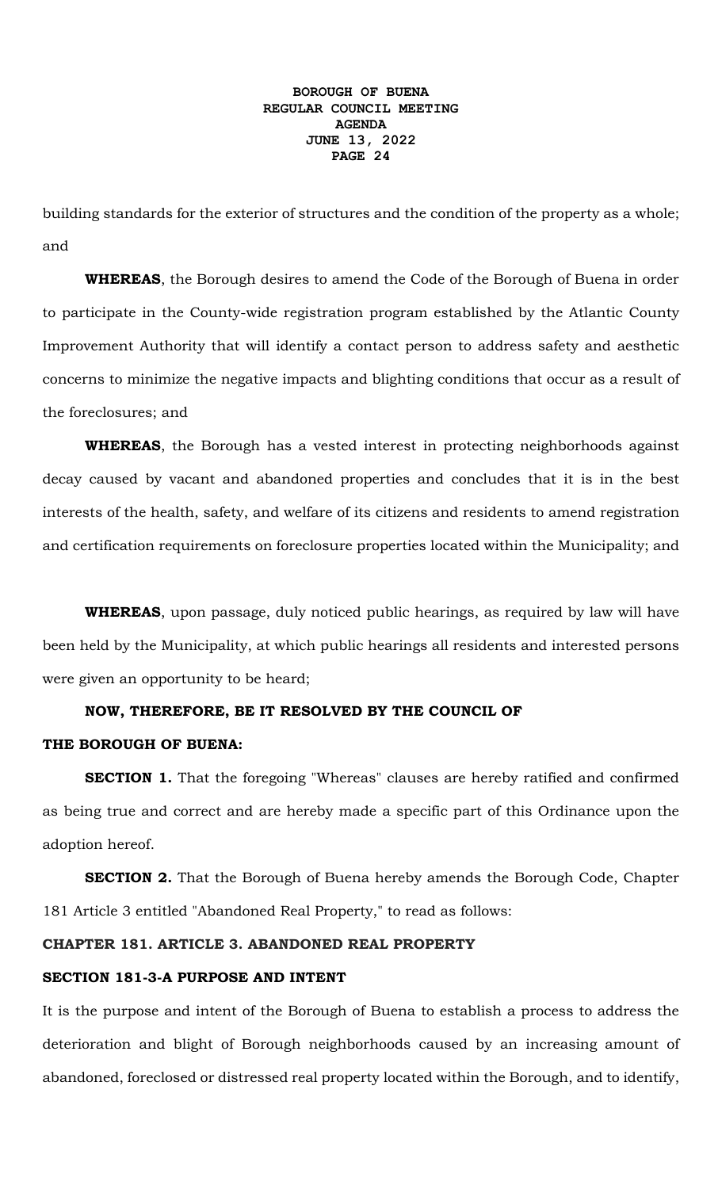building standards for the exterior of structures and the condition of the property as a whole; and

**WHEREAS**, the Borough desires to amend the Code of the Borough of Buena in order to participate in the County-wide registration program established by the Atlantic County Improvement Authority that will identify a contact person to address safety and aesthetic concerns to minimize the negative impacts and blighting conditions that occur as a result of the foreclosures; and

**WHEREAS**, the Borough has a vested interest in protecting neighborhoods against decay caused by vacant and abandoned properties and concludes that it is in the best interests of the health, safety, and welfare of its citizens and residents to amend registration and certification requirements on foreclosure properties located within the Municipality; and

**WHEREAS**, upon passage, duly noticed public hearings, as required by law will have been held by the Municipality, at which public hearings all residents and interested persons were given an opportunity to be heard;

**NOW, THEREFORE, BE IT RESOLVED BY THE COUNCIL OF THE BOROUGH OF BUENA:**

**SECTION 1.** That the foregoing "Whereas" clauses are hereby ratified and confirmed as being true and correct and are hereby made a specific part of this Ordinance upon the adoption hereof.

**SECTION 2.** That the Borough of Buena hereby amends the Borough Code, Chapter 181 Article 3 entitled "Abandoned Real Property," to read as follows:

**CHAPTER 181. ARTICLE 3. ABANDONED REAL PROPERTY**

**SECTION 181-3-A PURPOSE AND INTENT**

It is the purpose and intent of the Borough of Buena to establish a process to address the deterioration and blight of Borough neighborhoods caused by an increasing amount of abandoned, foreclosed or distressed real property located within the Borough, and to identify,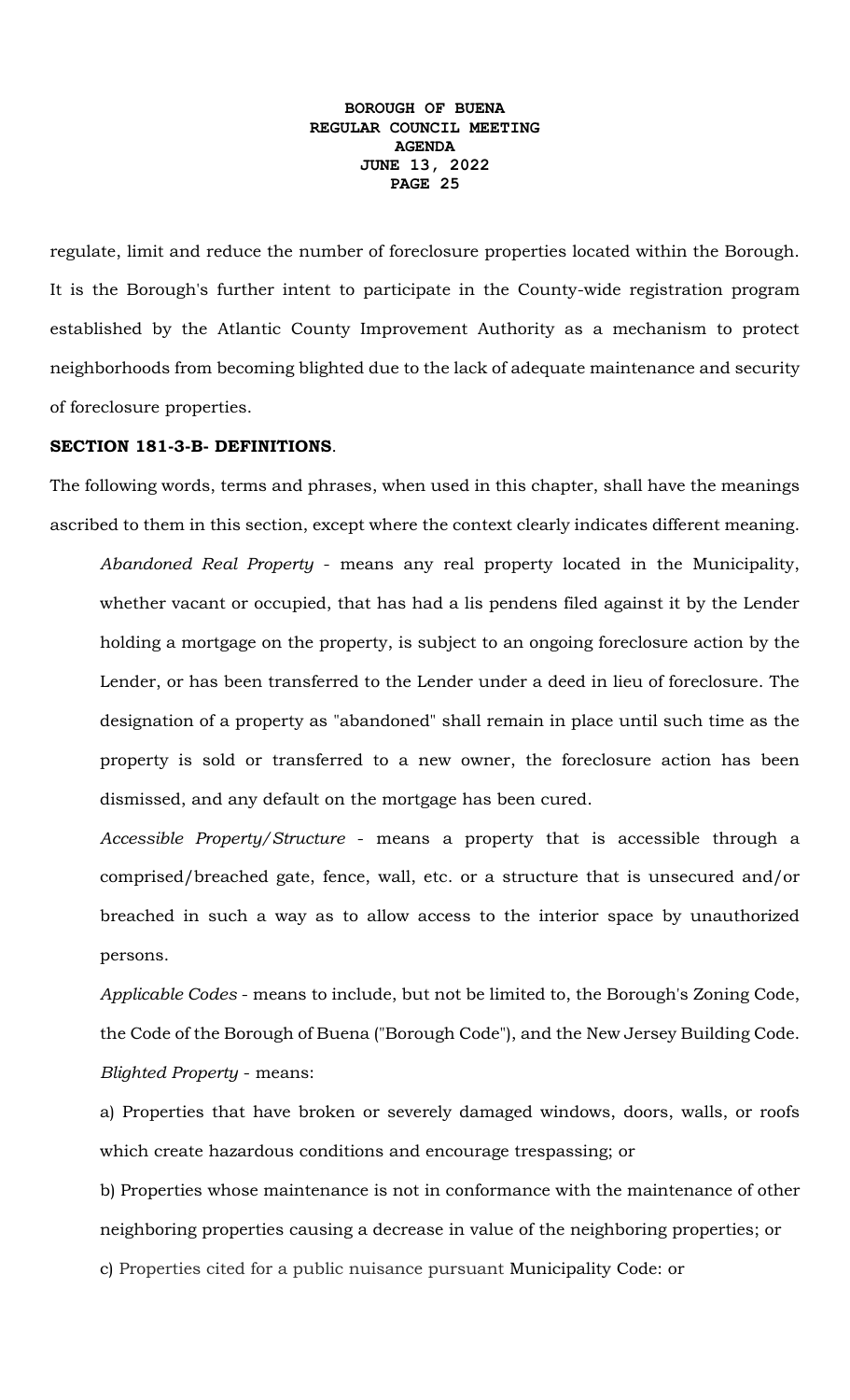regulate, limit and reduce the number of foreclosure properties located within the Borough. It is the Borough's further intent to participate in the County-wide registration program established by the Atlantic County Improvement Authority as a mechanism to protect neighborhoods from becoming blighted due to the lack of adequate maintenance and security of foreclosure properties.

**SECTION 181-3-B- DEFINITIONS**.

The following words, terms and phrases, when used in this chapter, shall have the meanings ascribed to them in this section, except where the context clearly indicates different meaning.

*Abandoned Real Property* - means any real property located in the Municipality, whether vacant or occupied, that has had a lis pendens filed against it by the Lender holding a mortgage on the property, is subject to an ongoing foreclosure action by the Lender, or has been transferred to the Lender under a deed in lieu of foreclosure. The designation of a property as "abandoned" shall remain in place until such time as the property is sold or transferred to a new owner, the foreclosure action has been dismissed, and any default on the mortgage has been cured.

*Accessible Property/Structure* - means a property that is accessible through a comprised/breached gate, fence, wall, etc. or a structure that is unsecured and/or breached in such a way as to allow access to the interior space by unauthorized persons.

*Applicable Codes* - means to include, but not be limited to, the Borough's Zoning Code, the Code of the Borough of Buena ("Borough Code"), and the New Jersey Building Code.

*Blighted Property* - means:

a) Properties that have broken or severely damaged windows, doors, walls, or roofs which create hazardous conditions and encourage trespassing; or

b) Properties whose maintenance is not in conformance with the maintenance of other neighboring properties causing a decrease in value of the neighboring properties; or

c) Properties cited for a public nuisance pursuant Municipality Code: or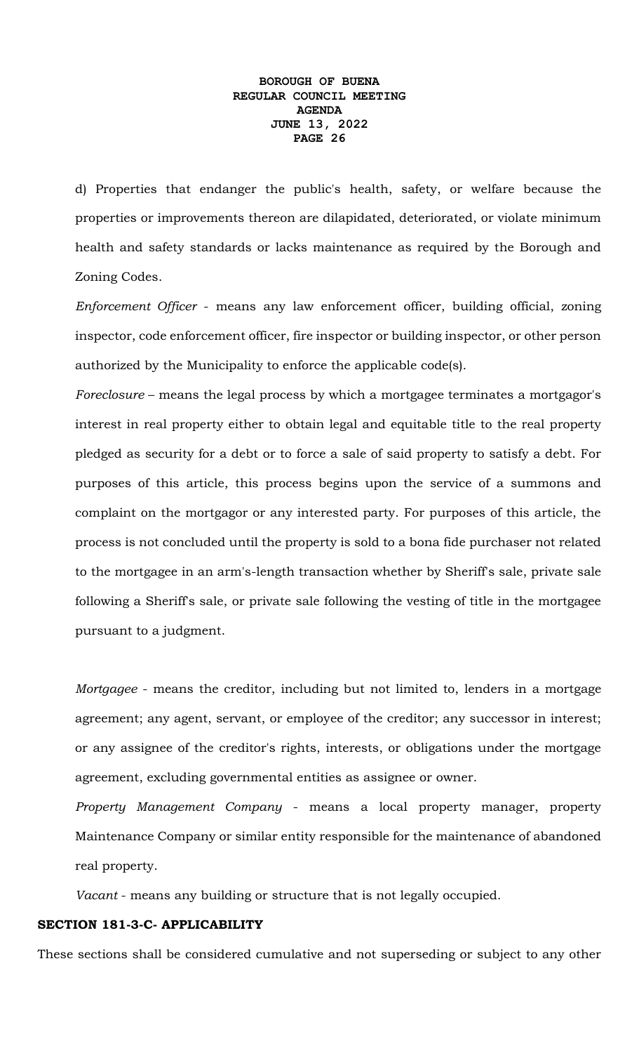d) Properties that endanger the public's health, safety, or welfare because the properties or improvements thereon are dilapidated, deteriorated, or violate minimum health and safety standards or lacks maintenance as required by the Borough and Zoning Codes.

*Enforcement Officer* - means any law enforcement officer, building official, zoning inspector, code enforcement officer, fire inspector or building inspector, or other person authorized by the Municipality to enforce the applicable code(s).

*Foreclosure* – means the legal process by which a mortgagee terminates a mortgagor's interest in real property either to obtain legal and equitable title to the real property pledged as security for a debt or to force a sale of said property to satisfy a debt. For purposes of this article, this process begins upon the service of a summons and complaint on the mortgagor or any interested party. For purposes of this article, the process is not concluded until the property is sold to a bona fide purchaser not related to the mortgagee in an arm's-length transaction whether by Sheriff's sale, private sale following a Sheriff's sale, or private sale following the vesting of title in the mortgagee pursuant to a judgment.

*Mortgagee* - means the creditor, including but not limited to, lenders in a mortgage agreement; any agent, servant, or employee of the creditor; any successor in interest; or any assignee of the creditor's rights, interests, or obligations under the mortgage agreement, excluding governmental entities as assignee or owner.

*Property Management Company* - means a local property manager, property Maintenance Company or similar entity responsible for the maintenance of abandoned real property.

*Vacant* - means any building or structure that is not legally occupied.

**SECTION 181-3-C- APPLICABILITY**

These sections shall be considered cumulative and not superseding or subject to any other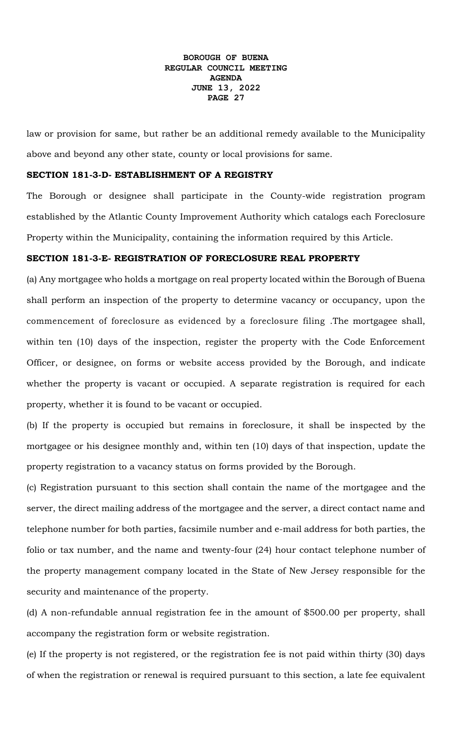law or provision for same, but rather be an additional remedy available to the Municipality above and beyond any other state, county or local provisions for same.

**SECTION 181-3-D- ESTABLISHMENT OF A REGISTRY**

The Borough or designee shall participate in the County-wide registration program established by the Atlantic County Improvement Authority which catalogs each Foreclosure Property within the Municipality, containing the information required by this Article.

**SECTION 181-3-E- REGISTRATION OF FORECLOSURE REAL PROPERTY**

(a) Any mortgagee who holds a mortgage on real property located within the Borough of Buena shall perform an inspection of the property to determine vacancy or occupancy, upon the commencement of foreclosure as evidenced by a foreclosure filing .The mortgagee shall, within ten (10) days of the inspection, register the property with the Code Enforcement Officer, or designee, on forms or website access provided by the Borough, and indicate whether the property is vacant or occupied. A separate registration is required for each property, whether it is found to be vacant or occupied.

(b) If the property is occupied but remains in foreclosure, it shall be inspected by the mortgagee or his designee monthly and, within ten (10) days of that inspection, update the property registration to a vacancy status on forms provided by the Borough.

(c) Registration pursuant to this section shall contain the name of the mortgagee and the server, the direct mailing address of the mortgagee and the server, a direct contact name and telephone number for both parties, facsimile number and e-mail address for both parties, the folio or tax number, and the name and twenty-four (24) hour contact telephone number of the property management company located in the State of New Jersey responsible for the security and maintenance of the property.

(d) A non-refundable annual registration fee in the amount of $500.00 per property, shall accompany the registration form or website registration.

(e) If the property is not registered, or the registration fee is not paid within thirty (30) days of when the registration or renewal is required pursuant to this section, a late fee equivalent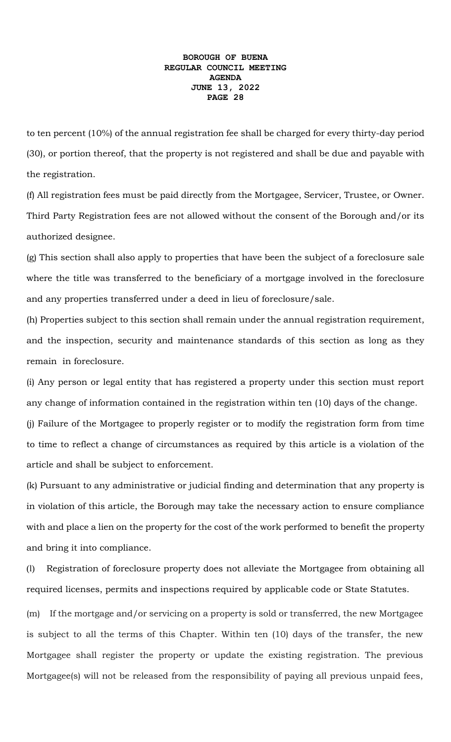to ten percent (10%) of the annual registration fee shall be charged for every thirty-day period (30), or portion thereof, that the property is not registered and shall be due and payable with the registration.

(f) All registration fees must be paid directly from the Mortgagee, Servicer, Trustee, or Owner. Third Party Registration fees are not allowed without the consent of the Borough and/or its authorized designee.

(g) This section shall also apply to properties that have been the subject of a foreclosure sale where the title was transferred to the beneficiary of a mortgage involved in the foreclosure and any properties transferred under a deed in lieu of foreclosure/sale.

(h) Properties subject to this section shall remain under the annual registration requirement, and the inspection, security and maintenance standards of this section as long as they remain in foreclosure.

(i) Any person or legal entity that has registered a property under this section must report any change of information contained in the registration within ten (10) days of the change.

(j) Failure of the Mortgagee to properly register or to modify the registration form from time to time to reflect a change of circumstances as required by this article is a violation of the article and shall be subject to enforcement.

(k) Pursuant to any administrative or judicial finding and determination that any property is in violation of this article, the Borough may take the necessary action to ensure compliance with and place a lien on the property for the cost of the work performed to benefit the property and bring it into compliance.

(l) Registration of foreclosure property does not alleviate the Mortgagee from obtaining all required licenses, permits and inspections required by applicable code or State Statutes.

(m) If the mortgage and/or servicing on a property is sold or transferred, the new Mortgagee is subject to all the terms of this Chapter. Within ten (10) days of the transfer, the new Mortgagee shall register the property or update the existing registration. The previous Mortgagee(s) will not be released from the responsibility of paying all previous unpaid fees,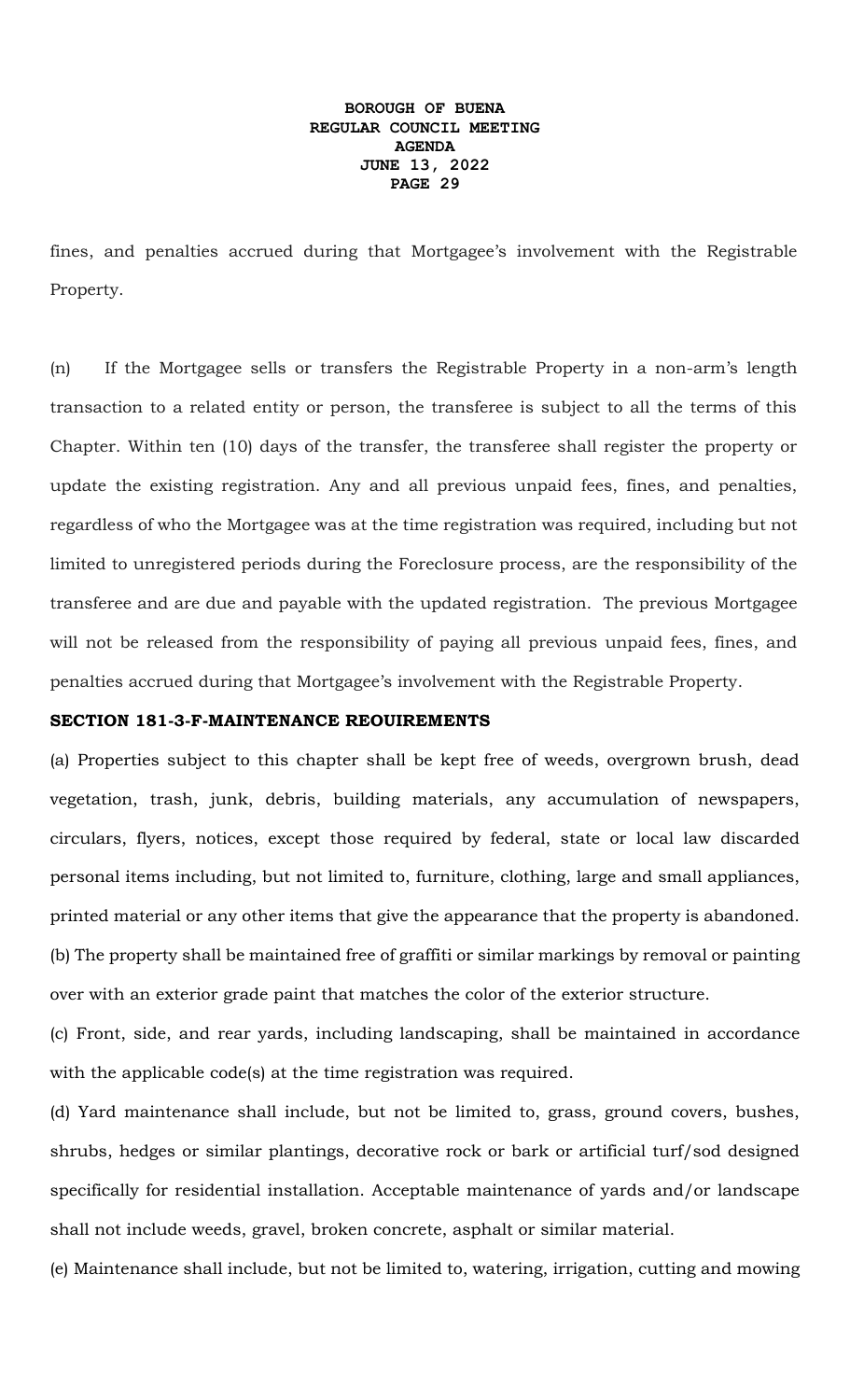fines, and penalties accrued during that Mortgagee's involvement with the Registrable Property.

(n) If the Mortgagee sells or transfers the Registrable Property in a non-arm's length transaction to a related entity or person, the transferee is subject to all the terms of this Chapter. Within ten (10) days of the transfer, the transferee shall register the property or update the existing registration. Any and all previous unpaid fees, fines, and penalties, regardless of who the Mortgagee was at the time registration was required, including but not limited to unregistered periods during the Foreclosure process, are the responsibility of the transferee and are due and payable with the updated registration. The previous Mortgagee will not be released from the responsibility of paying all previous unpaid fees, fines, and penalties accrued during that Mortgagee's involvement with the Registrable Property.

**SECTION 181-3-F-MAINTENANCE REQUIREMENTS**

(a) Properties subject to this chapter shall be kept free of weeds, overgrown brush, dead vegetation, trash, junk, debris, building materials, any accumulation of newspapers, circulars, flyers, notices, except those required by federal, state or local law discarded personal items including, but not limited to, furniture, clothing, large and small appliances, printed material or any other items that give the appearance that the property is abandoned.

(b) The property shall be maintained free of graffiti or similar markings by removal or painting over with an exterior grade paint that matches the color of the exterior structure.

(c) Front, side, and rear yards, including landscaping, shall be maintained in accordance with the applicable code(s) at the time registration was required.

(d) Yard maintenance shall include, but not be limited to, grass, ground covers, bushes, shrubs, hedges or similar plantings, decorative rock or bark or artificial turf/sod designed specifically for residential installation. Acceptable maintenance of yards and/or landscape shall not include weeds, gravel, broken concrete, asphalt or similar material.

(e) Maintenance shall include, but not be limited to, watering, irrigation, cutting and mowing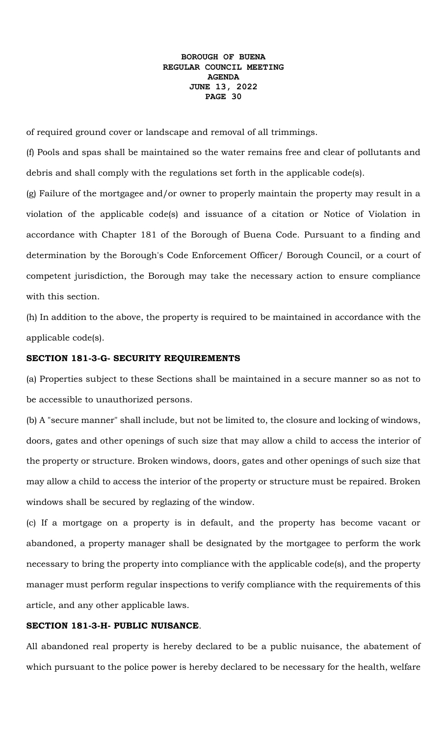of required ground cover or landscape and removal of all trimmings.

(f) Pools and spas shall be maintained so the water remains free and clear of pollutants and debris and shall comply with the regulations set forth in the applicable code(s).

(g) Failure of the mortgagee and/or owner to properly maintain the property may result in a violation of the applicable code(s) and issuance of a citation or Notice of Violation in accordance with Chapter 181 of the Borough of Buena Code. Pursuant to a finding and determination by the Borough's Code Enforcement Officer/ Borough Council, or a court of competent jurisdiction, the Borough may take the necessary action to ensure compliance with this section.

(h) In addition to the above, the property is required to be maintained in accordance with the applicable code(s).

**SECTION 181-3-G- SECURITY REQUIREMENTS**

(a) Properties subject to these Sections shall be maintained in a secure manner so as not to be accessible to unauthorized persons.

(b) A "secure manner" shall include, but not be limited to, the closure and locking of windows, doors, gates and other openings of such size that may allow a child to access the interior of the property or structure. Broken windows, doors, gates and other openings of such size that may allow a child to access the interior of the property or structure must be repaired. Broken windows shall be secured by reglazing of the window.

(c) If a mortgage on a property is in default, and the property has become vacant or abandoned, a property manager shall be designated by the mortgagee to perform the work necessary to bring the property into compliance with the applicable code(s), and the property manager must perform regular inspections to verify compliance with the requirements of this article, and any other applicable laws.

**SECTION 181-3-H- PUBLIC NUISANCE**.

All abandoned real property is hereby declared to be a public nuisance, the abatement of which pursuant to the police power is hereby declared to be necessary for the health, welfare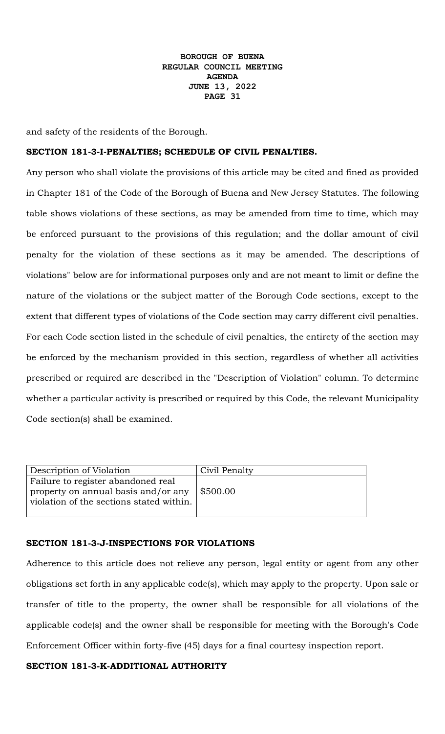and safety of the residents of the Borough.

**SECTION 181-3-I-PENALTIES; SCHEDULE OF CIVIL PENALTIES.**

Any person who shall violate the provisions of this article may be cited and fined as provided in Chapter 181 of the Code of the Borough of Buena and New Jersey Statutes. The following table shows violations of these sections, as may be amended from time to time, which may be enforced pursuant to the provisions of this regulation; and the dollar amount of civil penalty for the violation of these sections as it may be amended. The descriptions of violations" below are for informational purposes only and are not meant to limit or define the nature of the violations or the subject matter of the Borough Code sections, except to the extent that different types of violations of the Code section may carry different civil penalties. For each Code section listed in the schedule of civil penalties, the entirety of the section may be enforced by the mechanism provided in this section, regardless of whether all activities prescribed or required are described in the "Description of Violation" column. To determine whether a particular activity is prescribed or required by this Code, the relevant Municipality Code section(s) shall be examined.

| Description of Violation | Civil Penalty |
| --- | --- |
| Failure to register abandoned real property on annual basis and/or any violation of the sections stated within. | $500.00 |

**SECTION 181-3-J-INSPECTIONS FOR VIOLATIONS**

Adherence to this article does not relieve any person, legal entity or agent from any other obligations set forth in any applicable code(s), which may apply to the property. Upon sale or transfer of title to the property, the owner shall be responsible for all violations of the applicable code(s) and the owner shall be responsible for meeting with the Borough's Code Enforcement Officer within forty-five (45) days for a final courtesy inspection report.

**SECTION 181-3-K-ADDITIONAL AUTHORITY**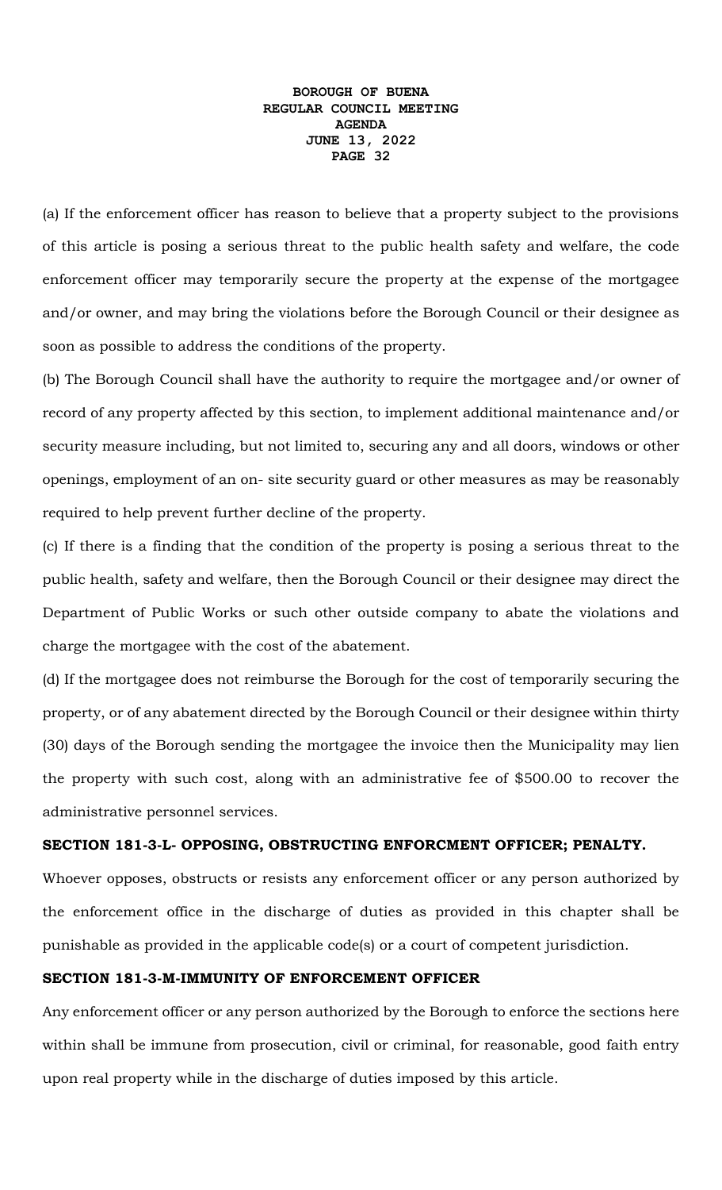(a) If the enforcement officer has reason to believe that a property subject to the provisions of this article is posing a serious threat to the public health safety and welfare, the code enforcement officer may temporarily secure the property at the expense of the mortgagee and/or owner, and may bring the violations before the Borough Council or their designee as soon as possible to address the conditions of the property.

(b) The Borough Council shall have the authority to require the mortgagee and/or owner of record of any property affected by this section, to implement additional maintenance and/or security measure including, but not limited to, securing any and all doors, windows or other openings, employment of an on- site security guard or other measures as may be reasonably required to help prevent further decline of the property.

(c) If there is a finding that the condition of the property is posing a serious threat to the public health, safety and welfare, then the Borough Council or their designee may direct the Department of Public Works or such other outside company to abate the violations and charge the mortgagee with the cost of the abatement.

(d) If the mortgagee does not reimburse the Borough for the cost of temporarily securing the property, or of any abatement directed by the Borough Council or their designee within thirty (30) days of the Borough sending the mortgagee the invoice then the Municipality may lien the property with such cost, along with an administrative fee of $500.00 to recover the administrative personnel services.

**SECTION 181-3-L- OPPOSING, OBSTRUCTING ENFORCMENT OFFICER; PENALTY.**

Whoever opposes, obstructs or resists any enforcement officer or any person authorized by the enforcement office in the discharge of duties as provided in this chapter shall be punishable as provided in the applicable code(s) or a court of competent jurisdiction.

**SECTION 181-3-M-IMMUNITY OF ENFORCEMENT OFFICER**

Any enforcement officer or any person authorized by the Borough to enforce the sections here within shall be immune from prosecution, civil or criminal, for reasonable, good faith entry upon real property while in the discharge of duties imposed by this article.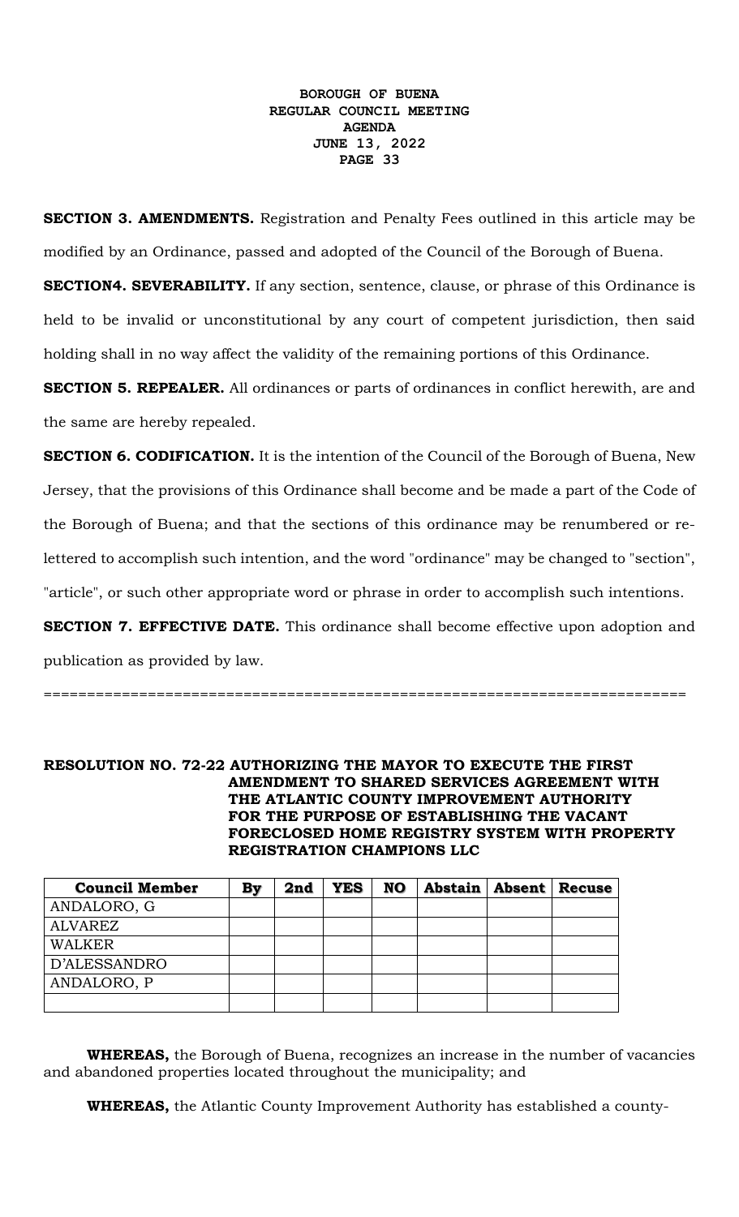**SECTION 3. AMENDMENTS.** Registration and Penalty Fees outlined in this article may be modified by an Ordinance, passed and adopted of the Council of the Borough of Buena.

**SECTION4. SEVERABILITY.** If any section, sentence, clause, or phrase of this Ordinance is held to be invalid or unconstitutional by any court of competent jurisdiction, then said holding shall in no way affect the validity of the remaining portions of this Ordinance.

**SECTION 5. REPEALER.** All ordinances or parts of ordinances in conflict herewith, are and the same are hereby repealed.

**SECTION 6. CODIFICATION.** It is the intention of the Council of the Borough of Buena, New Jersey, that the provisions of this Ordinance shall become and be made a part of the Code of the Borough of Buena; and that the sections of this ordinance may be renumbered or re-lettered to accomplish such intention, and the word "ordinance" may be changed to "section", "article", or such other appropriate word or phrase in order to accomplish such intentions.

**SECTION 7. EFFECTIVE DATE.** This ordinance shall become effective upon adoption and publication as provided by law.

===========================================================================

**RESOLUTION NO. 72-22 AUTHORIZING THE MAYOR TO EXECUTE THE FIRST AMENDMENT TO SHARED SERVICES AGREEMENT WITH THE ATLANTIC COUNTY IMPROVEMENT AUTHORITY FOR THE PURPOSE OF ESTABLISHING THE VACANT FORECLOSED HOME REGISTRY SYSTEM WITH PROPERTY REGISTRATION CHAMPIONS LLC**

| Council Member | By | 2nd | YES | NO | Abstain | Absent | Recuse |
|---|---|---|---|---|---|---|---|
| ANDALORO, G | | | | | | | |
| ALVAREZ | | | | | | | |
| WALKER | | | | | | | |
| D'ALESSANDRO | | | | | | | |
| ANDALORO, P | | | | | | | |
| | | | | | | | |

**WHEREAS,** the Borough of Buena, recognizes an increase in the number of vacancies and abandoned properties located throughout the municipality; and

**WHEREAS,** the Atlantic County Improvement Authority has established a county-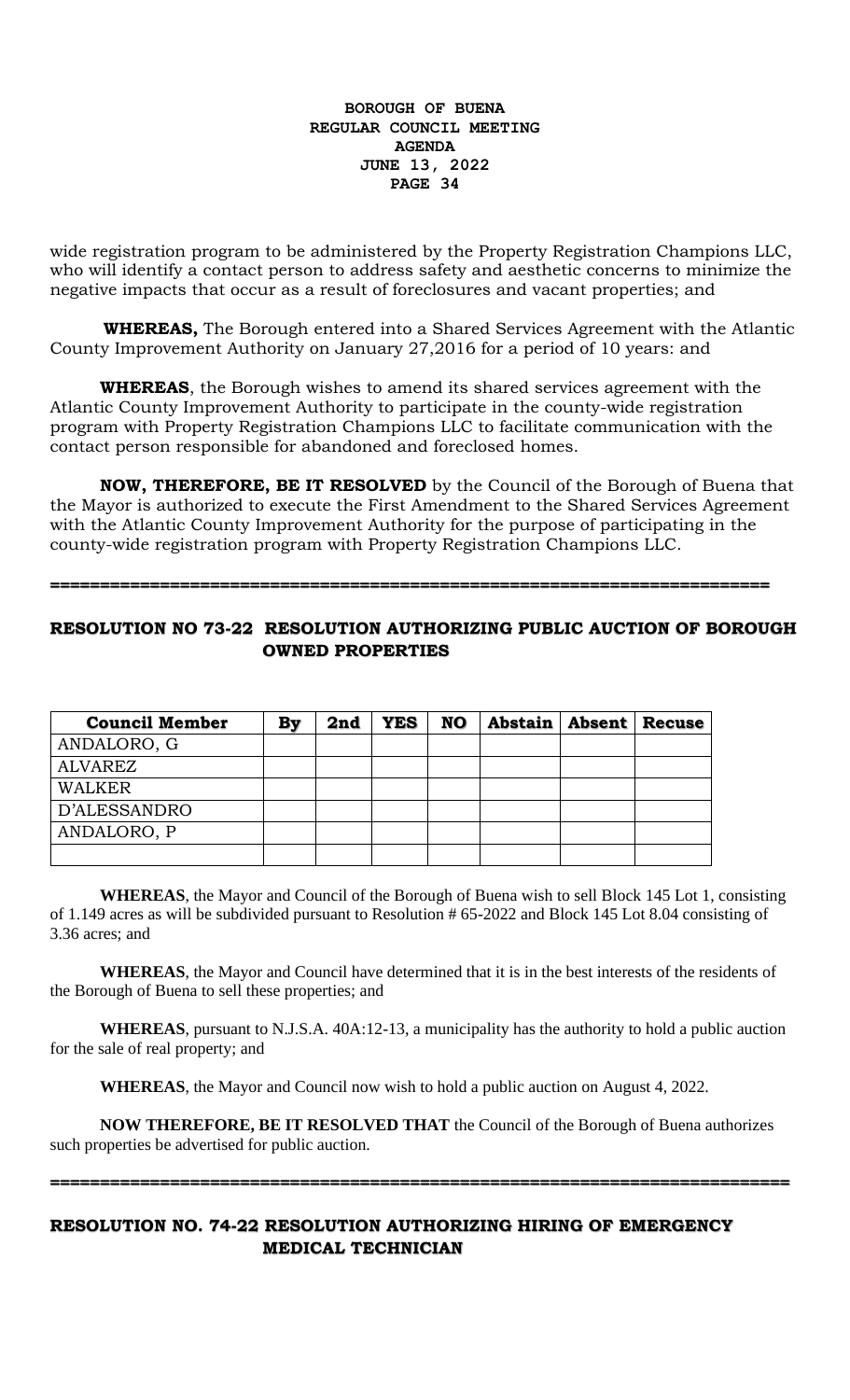wide registration program to be administered by the Property Registration Champions LLC, who will identify a contact person to address safety and aesthetic concerns to minimize the negative impacts that occur as a result of foreclosures and vacant properties; and

**WHEREAS,** The Borough entered into a Shared Services Agreement with the Atlantic County Improvement Authority on January 27,2016 for a period of 10 years: and

**WHEREAS**, the Borough wishes to amend its shared services agreement with the Atlantic County Improvement Authority to participate in the county-wide registration program with Property Registration Champions LLC to facilitate communication with the contact person responsible for abandoned and foreclosed homes.

**NOW, THEREFORE, BE IT RESOLVED** by the Council of the Borough of Buena that the Mayor is authorized to execute the First Amendment to the Shared Services Agreement with the Atlantic County Improvement Authority for the purpose of participating in the county-wide registration program with Property Registration Champions LLC.

==========================================================================

## RESOLUTION NO 73-22 RESOLUTION AUTHORIZING PUBLIC AUCTION OF BOROUGH OWNED PROPERTIES

| Council Member | By | 2nd | YES | NO | Abstain | Absent | Recuse |
|---|---|---|---|---|---|---|---|
| ANDALORO, G | | | | | | | |
| ALVAREZ | | | | | | | |
| WALKER | | | | | | | |
| D'ALESSANDRO | | | | | | | |
| ANDALORO, P | | | | | | | |
| | | | | | | | |

**WHEREAS**, the Mayor and Council of the Borough of Buena wish to sell Block 145 Lot 1, consisting of 1.149 acres as will be subdivided pursuant to Resolution # 65-2022 and Block 145 Lot 8.04 consisting of 3.36 acres; and

**WHEREAS**, the Mayor and Council have determined that it is in the best interests of the residents of the Borough of Buena to sell these properties; and

**WHEREAS**, pursuant to N.J.S.A. 40A:12-13, a municipality has the authority to hold a public auction for the sale of real property; and

**WHEREAS**, the Mayor and Council now wish to hold a public auction on August 4, 2022.

**NOW THEREFORE, BE IT RESOLVED THAT** the Council of the Borough of Buena authorizes such properties be advertised for public auction.

==========================================================================

## RESOLUTION NO. 74-22 RESOLUTION AUTHORIZING HIRING OF EMERGENCY MEDICAL TECHNICIAN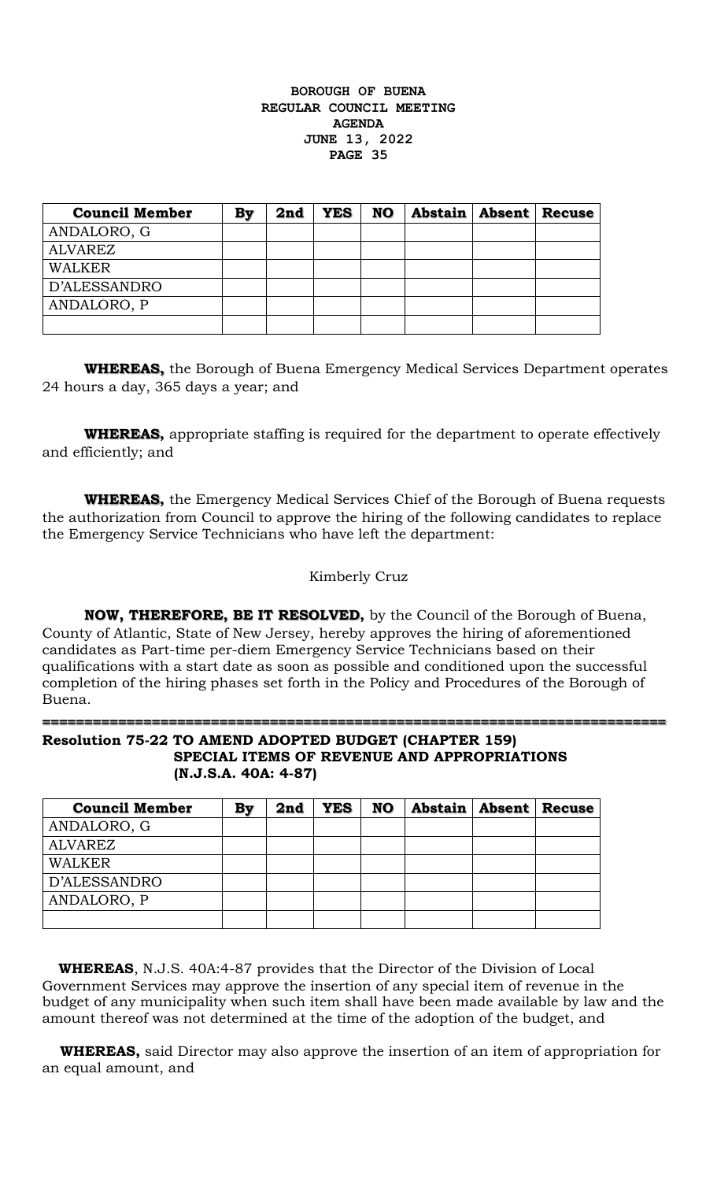| Council Member | By | 2nd | YES | NO | Abstain | Absent | Recuse |
|---|---|---|---|---|---|---|---|
| ANDALORO, G | | | | | | | |
| ALVAREZ | | | | | | | |
| WALKER | | | | | | | |
| D'ALESSANDRO | | | | | | | |
| ANDALORO, P | | | | | | | |
| | | | | | | | |

**WHEREAS,** the Borough of Buena Emergency Medical Services Department operates 24 hours a day, 365 days a year; and

**WHEREAS,** appropriate staffing is required for the department to operate effectively and efficiently; and

**WHEREAS,** the Emergency Medical Services Chief of the Borough of Buena requests the authorization from Council to approve the hiring of the following candidates to replace the Emergency Service Technicians who have left the department:

Kimberly Cruz

**NOW, THEREFORE, BE IT RESOLVED,** by the Council of the Borough of Buena, County of Atlantic, State of New Jersey, hereby approves the hiring of aforementioned candidates as Part-time per-diem Emergency Service Technicians based on their qualifications with a start date as soon as possible and conditioned upon the successful completion of the hiring phases set forth in the Policy and Procedures of the Borough of Buena.

---

**Resolution 75-22 TO AMEND ADOPTED BUDGET (CHAPTER 159) SPECIAL ITEMS OF REVENUE AND APPROPRIATIONS (N.J.S.A. 40A: 4-87)**

| Council Member | By | 2nd | YES | NO | Abstain | Absent | Recuse |
|---|---|---|---|---|---|---|---|
| ANDALORO, G | | | | | | | |
| ALVAREZ | | | | | | | |
| WALKER | | | | | | | |
| D'ALESSANDRO | | | | | | | |
| ANDALORO, P | | | | | | | |
| | | | | | | | |

**WHEREAS**, N.J.S. 40A:4-87 provides that the Director of the Division of Local Government Services may approve the insertion of any special item of revenue in the budget of any municipality when such item shall have been made available by law and the amount thereof was not determined at the time of the adoption of the budget, and

**WHEREAS,** said Director may also approve the insertion of an item of appropriation for an equal amount, and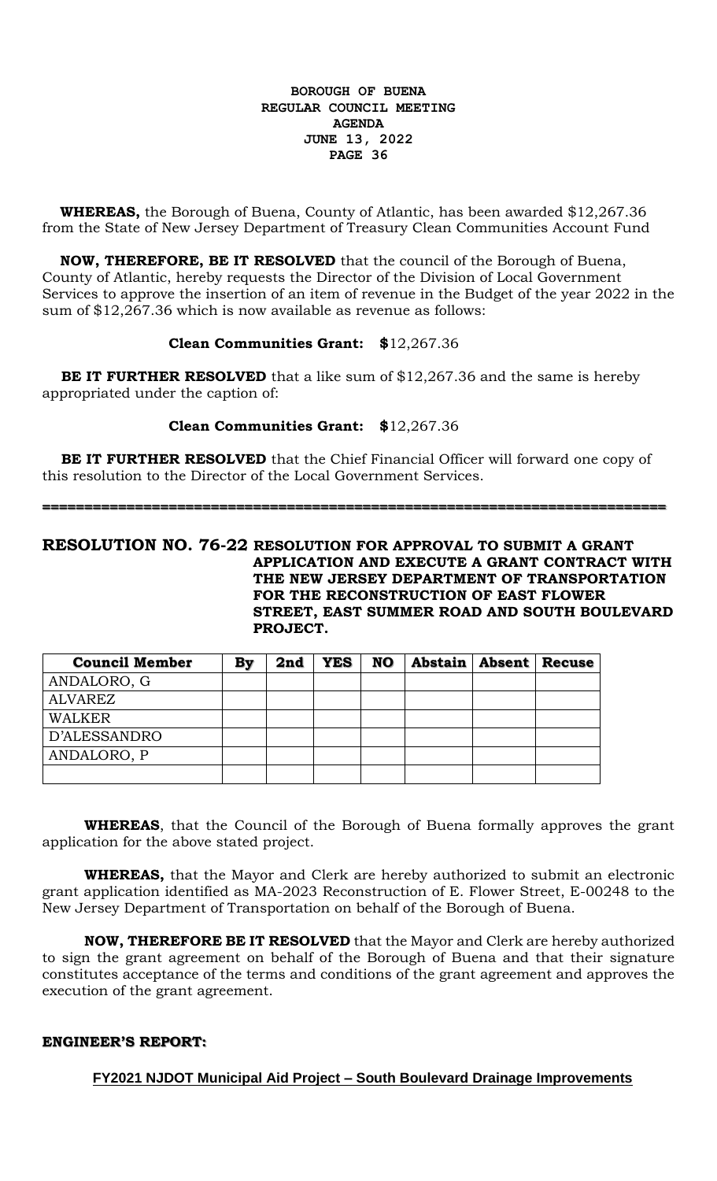**WHEREAS,** the Borough of Buena, County of Atlantic, has been awarded $12,267.36 from the State of New Jersey Department of Treasury Clean Communities Account Fund

**NOW, THEREFORE, BE IT RESOLVED** that the council of the Borough of Buena, County of Atlantic, hereby requests the Director of the Division of Local Government Services to approve the insertion of an item of revenue in the Budget of the year 2022 in the sum of $12,267.36 which is now available as revenue as follows:

**Clean Communities Grant: $**12,267.36

**BE IT FURTHER RESOLVED** that a like sum of $12,267.36 and the same is hereby appropriated under the caption of:

**Clean Communities Grant: $**12,267.36

**BE IT FURTHER RESOLVED** that the Chief Financial Officer will forward one copy of this resolution to the Director of the Local Government Services.

==========================================================================

**RESOLUTION NO. 76-22 RESOLUTION FOR APPROVAL TO SUBMIT A GRANT APPLICATION AND EXECUTE A GRANT CONTRACT WITH THE NEW JERSEY DEPARTMENT OF TRANSPORTATION FOR THE RECONSTRUCTION OF EAST FLOWER STREET, EAST SUMMER ROAD AND SOUTH BOULEVARD PROJECT.**

| Council Member | By | 2nd | YES | NO | Abstain | Absent | Recuse |
|---|---|---|---|---|---|---|---|
| ANDALORO, G | | | | | | | |
| ALVAREZ | | | | | | | |
| WALKER | | | | | | | |
| D'ALESSANDRO | | | | | | | |
| ANDALORO, P | | | | | | | |
| | | | | | | | |

**WHEREAS**, that the Council of the Borough of Buena formally approves the grant application for the above stated project.

**WHEREAS,** that the Mayor and Clerk are hereby authorized to submit an electronic grant application identified as MA-2023 Reconstruction of E. Flower Street, E-00248 to the New Jersey Department of Transportation on behalf of the Borough of Buena.

**NOW, THEREFORE BE IT RESOLVED** that the Mayor and Clerk are hereby authorized to sign the grant agreement on behalf of the Borough of Buena and that their signature constitutes acceptance of the terms and conditions of the grant agreement and approves the execution of the grant agreement.

**ENGINEER'S REPORT:**

**FY2021 NJDOT Municipal Aid Project – South Boulevard Drainage Improvements**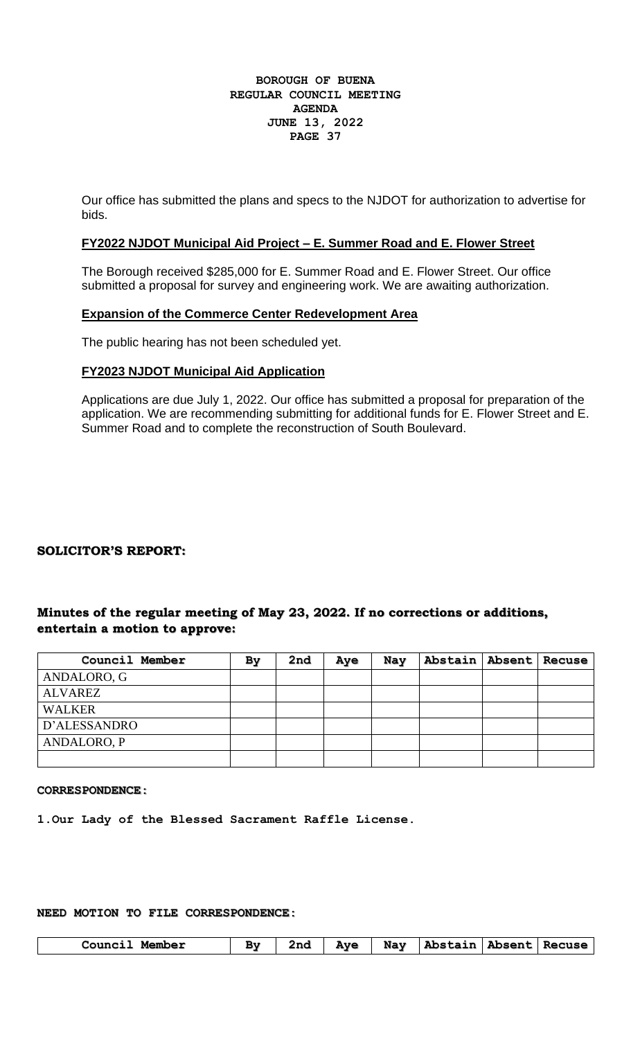Our office has submitted the plans and specs to the NJDOT for authorization to advertise for bids.

**FY2022 NJDOT Municipal Aid Project – E. Summer Road and E. Flower Street**

The Borough received $285,000 for E. Summer Road and E. Flower Street. Our office submitted a proposal for survey and engineering work. We are awaiting authorization.

**Expansion of the Commerce Center Redevelopment Area**

The public hearing has not been scheduled yet.

**FY2023 NJDOT Municipal Aid Application**

Applications are due July 1, 2022. Our office has submitted a proposal for preparation of the application. We are recommending submitting for additional funds for E. Flower Street and E. Summer Road and to complete the reconstruction of South Boulevard.

**SOLICITOR'S REPORT:**

**Minutes of the regular meeting of May 23, 2022. If no corrections or additions, entertain a motion to approve:**

| Council Member | By | 2nd | Aye | Nay | Abstain | Absent | Recuse |
|---|---|---|---|---|---|---|---|
| ANDALORO, G | | | | | | | |
| ALVAREZ | | | | | | | |
| WALKER | | | | | | | |
| D'ALESSANDRO | | | | | | | |
| ANDALORO, P | | | | | | | |
| | | | | | | | |

**CORRESPONDENCE:**

**1. Our Lady of the Blessed Sacrament Raffle License.**

**NEED MOTION TO FILE CORRESPONDENCE:**

| Council Member | By | 2nd | Aye | Nay | Abstain | Absent | Recuse |
|---|---|---|---|---|---|---|---|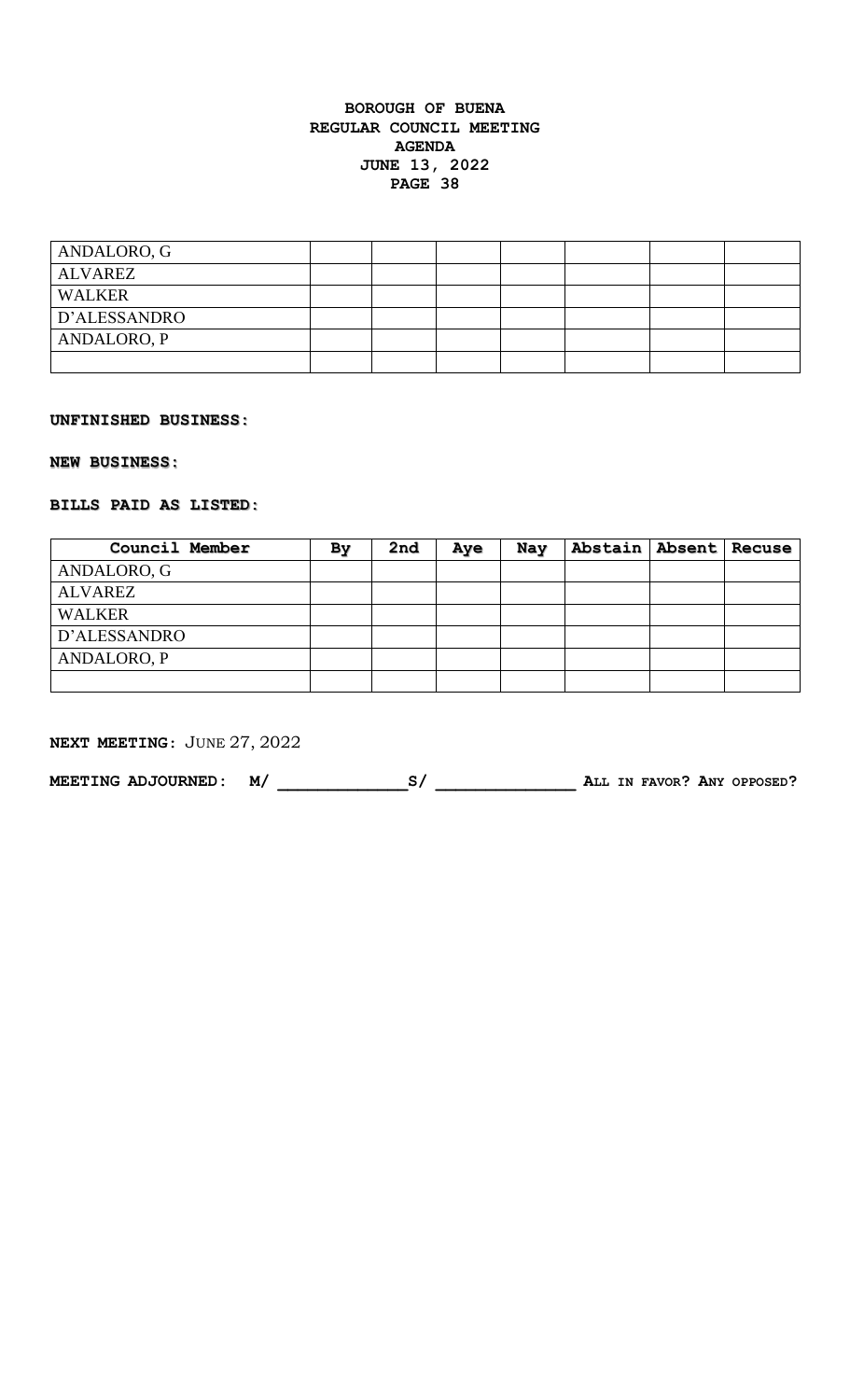**BOROUGH OF BUENA**
**REGULAR COUNCIL MEETING**
**AGENDA**
**JUNE 13, 2022**

| | | | | | | | |
|---|---|---|---|---|---|---|---|
| ANDALORO, G | | | | | | | |
| ALVAREZ | | | | | | | |
| WALKER | | | | | | | |
| D'ALESSANDRO | | | | | | | |
| ANDALORO, P | | | | | | | |
| | | | | | | | |

**UNFINISHED BUSINESS:**

**NEW BUSINESS:**

**BILLS PAID AS LISTED:**

| Council Member | By | 2nd | Aye | Nay | Abstain | Absent | Recuse |
|---|---|---|---|---|---|---|---|
| ANDALORO, G | | | | | | | |
| ALVAREZ | | | | | | | |
| WALKER | | | | | | | |
| D'ALESSANDRO | | | | | | | |
| ANDALORO, P | | | | | | | |
| | | | | | | | |

**NEXT MEETING:** JUNE 27, 2022

**MEETING ADJOURNED: M/ \_\_\_\_\_\_\_\_\_\_\_\_\_S/ \_\_\_\_\_\_\_\_\_\_\_\_\_\_ ALL IN FAVOR? ANY OPPOSED?**